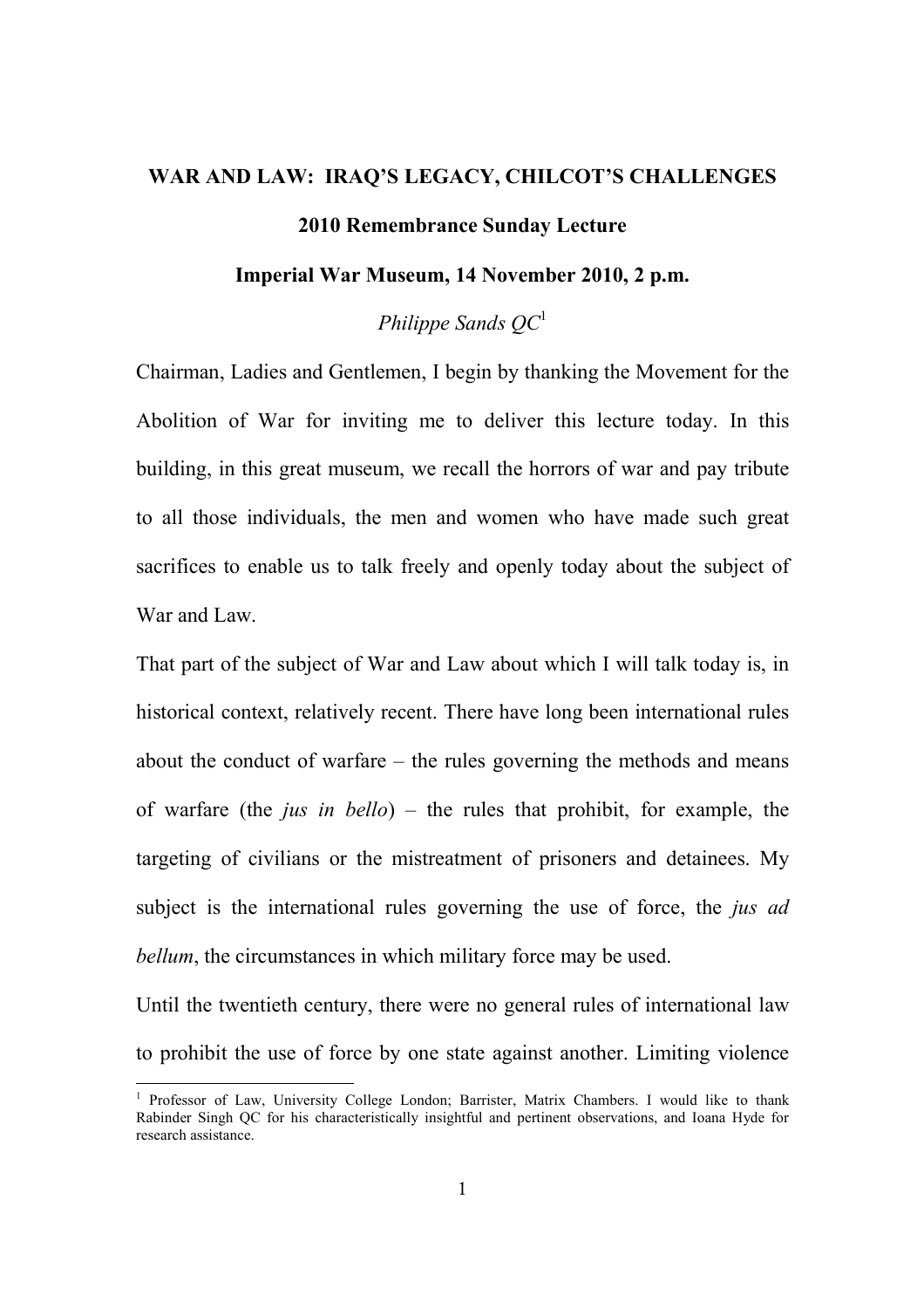# WAR AND LAW: IRAQ'S LEGACY, CHILCOT'S CHALLENGES

## 2010 Remembrance Sunday Lecture

### Imperial War Museum, 14 November 2010, 2 p.m.

*Philippe Sands QC*[1]

Chairman, Ladies and Gentlemen, I begin by thanking the Movement for the Abolition of War for inviting me to deliver this lecture today. In this building, in this great museum, we recall the horrors of war and pay tribute to all those individuals, the men and women who have made such great sacrifices to enable us to talk freely and openly today about the subject of War and Law.

That part of the subject of War and Law about which I will talk today is, in historical context, relatively recent. There have long been international rules about the conduct of warfare – the rules governing the methods and means of warfare (the *jus in bello*) – the rules that prohibit, for example, the targeting of civilians or the mistreatment of prisoners and detainees. My subject is the international rules governing the use of force, the *jus ad bellum*, the circumstances in which military force may be used.

Until the twentieth century, there were no general rules of international law to prohibit the use of force by one state against another. Limiting violence

---

[1] Professor of Law, University College London; Barrister, Matrix Chambers. I would like to thank Rabinder Singh QC for his characteristically insightful and pertinent observations, and Ioana Hyde for research assistance.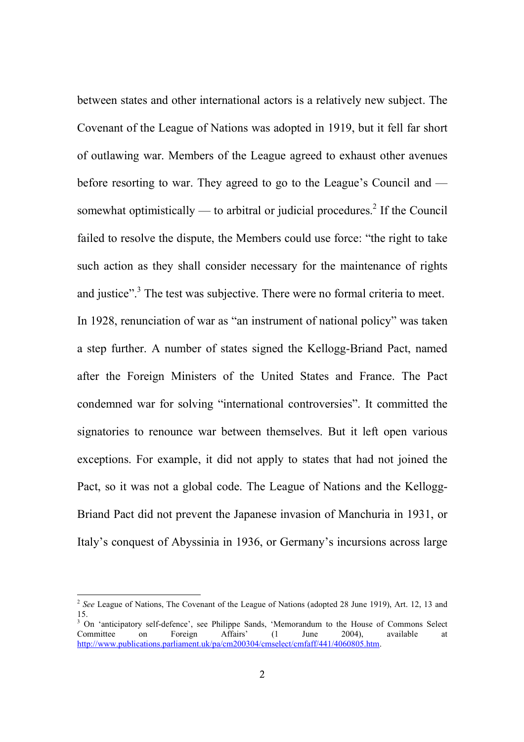between states and other international actors is a relatively new subject. The Covenant of the League of Nations was adopted in 1919, but it fell far short of outlawing war. Members of the League agreed to exhaust other avenues before resorting to war. They agreed to go to the League's Council and — somewhat optimistically — to arbitral or judicial procedures.[2] If the Council failed to resolve the dispute, the Members could use force: "the right to take such action as they shall consider necessary for the maintenance of rights and justice".[3] The test was subjective. There were no formal criteria to meet. In 1928, renunciation of war as "an instrument of national policy" was taken a step further. A number of states signed the Kellogg-Briand Pact, named after the Foreign Ministers of the United States and France. The Pact condemned war for solving "international controversies". It committed the signatories to renounce war between themselves. But it left open various exceptions. For example, it did not apply to states that had not joined the Pact, so it was not a global code. The League of Nations and the Kellogg-Briand Pact did not prevent the Japanese invasion of Manchuria in 1931, or Italy's conquest of Abyssinia in 1936, or Germany's incursions across large

---

[2] *See* League of Nations, The Covenant of the League of Nations (adopted 28 June 1919), Art. 12, 13 and 15.

[3] On 'anticipatory self-defence', see Philippe Sands, 'Memorandum to the House of Commons Select Committee on Foreign Affairs' (1 June 2004), available at http://www.publications.parliament.uk/pa/cm200304/cmselect/cmfaff/441/4060805.htm.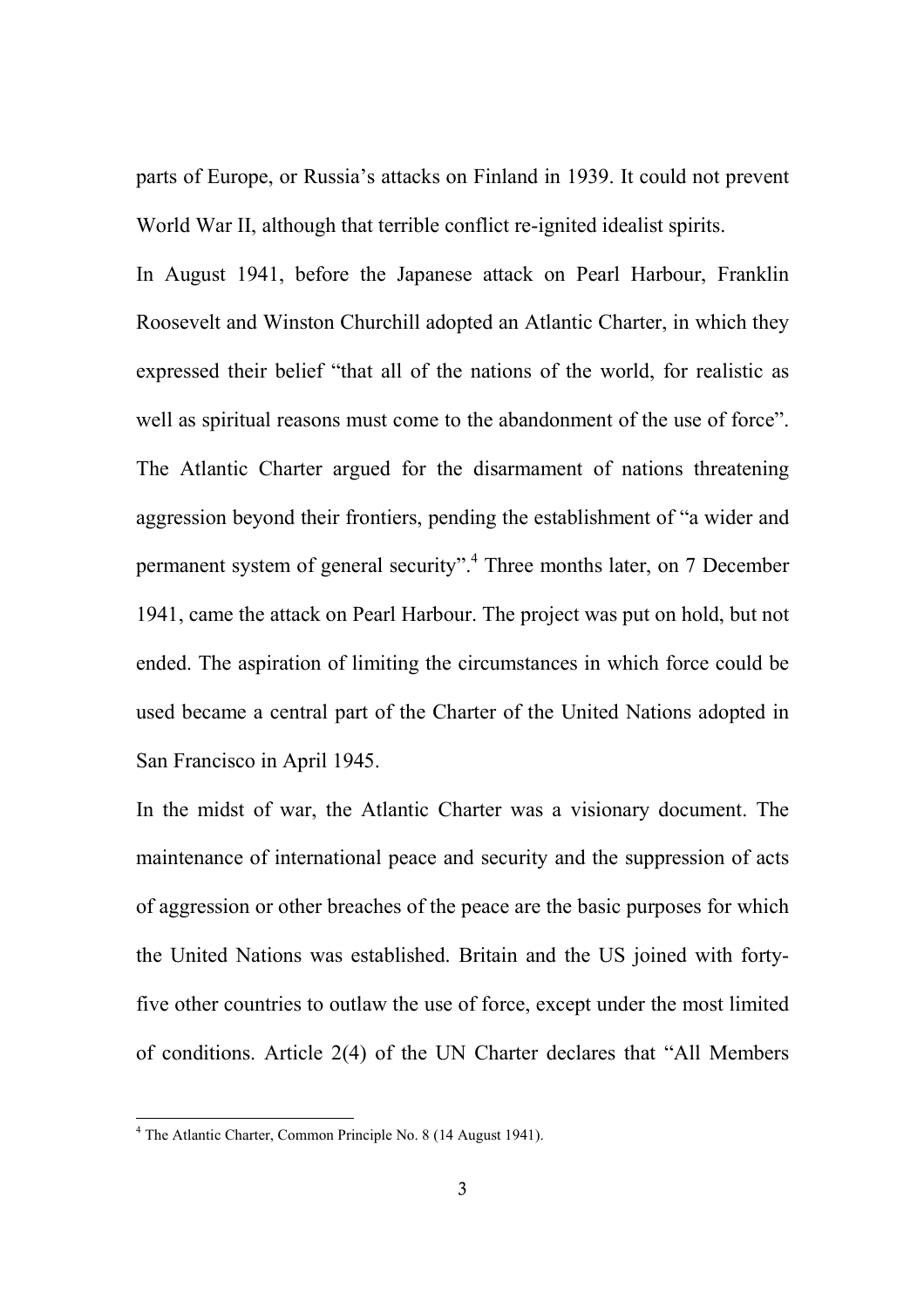parts of Europe, or Russia's attacks on Finland in 1939. It could not prevent World War II, although that terrible conflict re-ignited idealist spirits.

In August 1941, before the Japanese attack on Pearl Harbour, Franklin Roosevelt and Winston Churchill adopted an Atlantic Charter, in which they expressed their belief "that all of the nations of the world, for realistic as well as spiritual reasons must come to the abandonment of the use of force". The Atlantic Charter argued for the disarmament of nations threatening aggression beyond their frontiers, pending the establishment of "a wider and permanent system of general security".[4] Three months later, on 7 December 1941, came the attack on Pearl Harbour. The project was put on hold, but not ended. The aspiration of limiting the circumstances in which force could be used became a central part of the Charter of the United Nations adopted in San Francisco in April 1945.

In the midst of war, the Atlantic Charter was a visionary document. The maintenance of international peace and security and the suppression of acts of aggression or other breaches of the peace are the basic purposes for which the United Nations was established. Britain and the US joined with forty-five other countries to outlaw the use of force, except under the most limited of conditions. Article 2(4) of the UN Charter declares that "All Members

[4] The Atlantic Charter, Common Principle No. 8 (14 August 1941).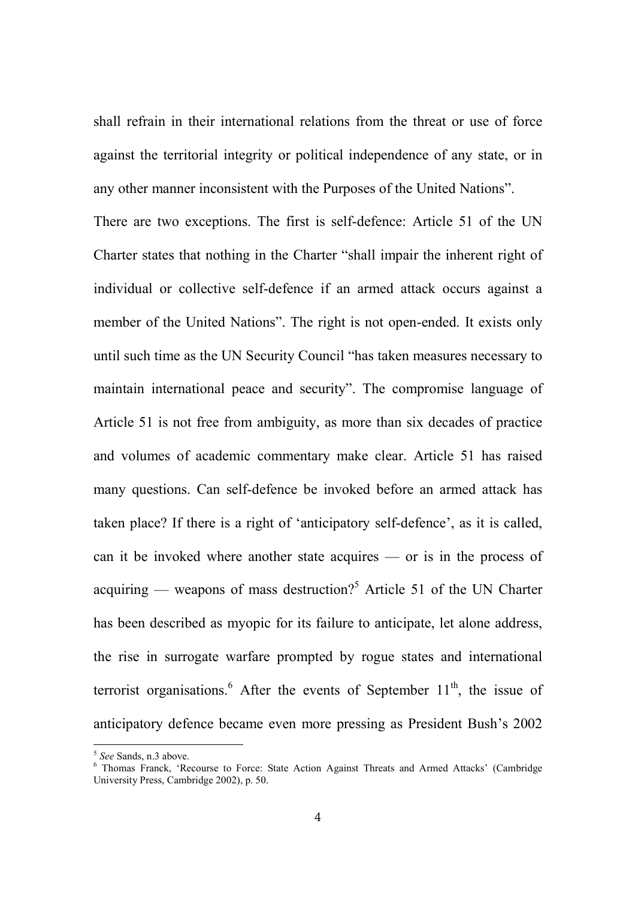shall refrain in their international relations from the threat or use of force against the territorial integrity or political independence of any state, or in any other manner inconsistent with the Purposes of the United Nations".

There are two exceptions. The first is self-defence: Article 51 of the UN Charter states that nothing in the Charter "shall impair the inherent right of individual or collective self-defence if an armed attack occurs against a member of the United Nations". The right is not open-ended. It exists only until such time as the UN Security Council "has taken measures necessary to maintain international peace and security". The compromise language of Article 51 is not free from ambiguity, as more than six decades of practice and volumes of academic commentary make clear. Article 51 has raised many questions. Can self-defence be invoked before an armed attack has taken place? If there is a right of 'anticipatory self-defence', as it is called, can it be invoked where another state acquires — or is in the process of acquiring — weapons of mass destruction?[5] Article 51 of the UN Charter has been described as myopic for its failure to anticipate, let alone address, the rise in surrogate warfare prompted by rogue states and international terrorist organisations.[6] After the events of September 11th, the issue of anticipatory defence became even more pressing as President Bush's 2002

---

[5] *See* Sands, n.3 above.

[6] Thomas Franck, 'Recourse to Force: State Action Against Threats and Armed Attacks' (Cambridge University Press, Cambridge 2002), p. 50.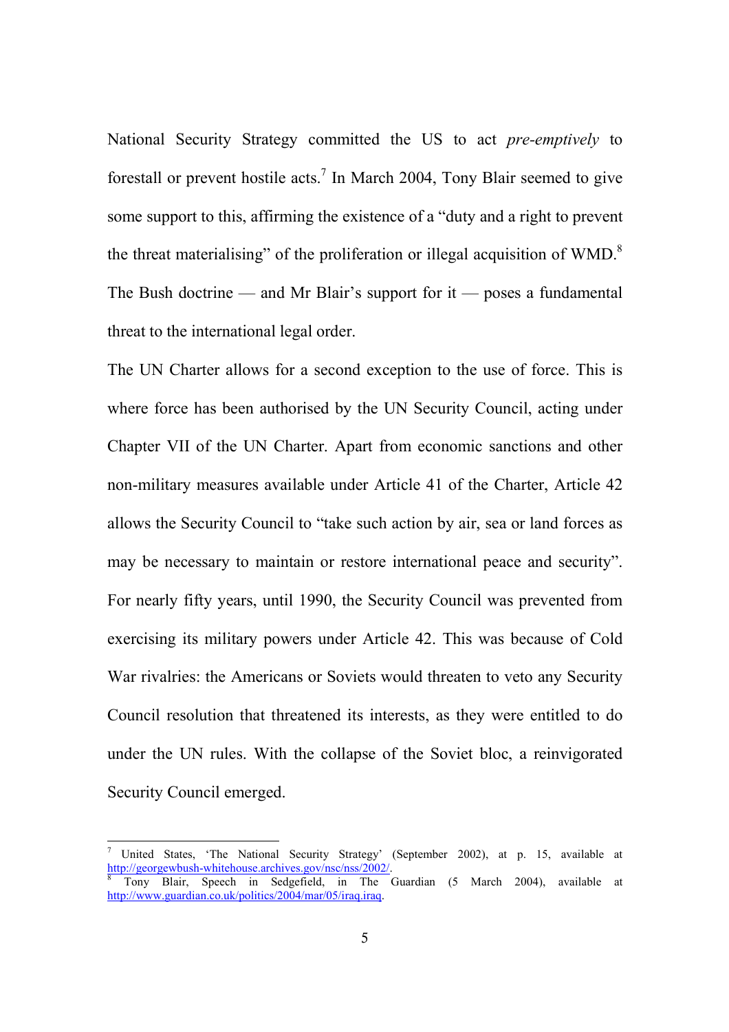National Security Strategy committed the US to act *pre-emptively* to forestall or prevent hostile acts.[7] In March 2004, Tony Blair seemed to give some support to this, affirming the existence of a "duty and a right to prevent the threat materialising" of the proliferation or illegal acquisition of WMD.[8] The Bush doctrine — and Mr Blair's support for it — poses a fundamental threat to the international legal order.

The UN Charter allows for a second exception to the use of force. This is where force has been authorised by the UN Security Council, acting under Chapter VII of the UN Charter. Apart from economic sanctions and other non-military measures available under Article 41 of the Charter, Article 42 allows the Security Council to "take such action by air, sea or land forces as may be necessary to maintain or restore international peace and security". For nearly fifty years, until 1990, the Security Council was prevented from exercising its military powers under Article 42. This was because of Cold War rivalries: the Americans or Soviets would threaten to veto any Security Council resolution that threatened its interests, as they were entitled to do under the UN rules. With the collapse of the Soviet bloc, a reinvigorated Security Council emerged.

---

[7] United States, 'The National Security Strategy' (September 2002), at p. 15, available at http://georgewbush-whitehouse.archives.gov/nsc/nss/2002/.

[8] Tony Blair, Speech in Sedgefield, in The Guardian (5 March 2004), available at http://www.guardian.co.uk/politics/2004/mar/05/iraq.iraq.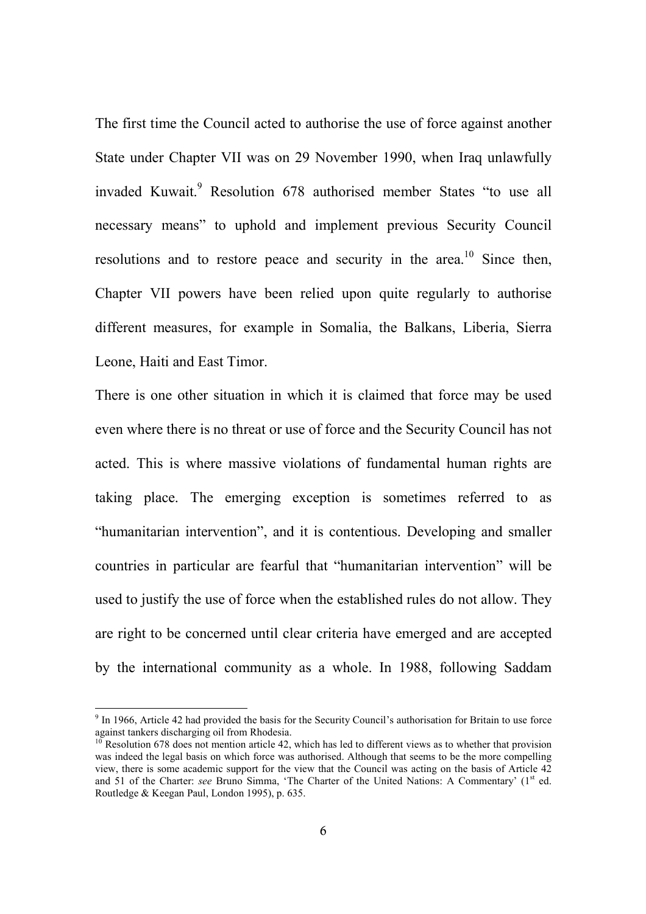The first time the Council acted to authorise the use of force against another State under Chapter VII was on 29 November 1990, when Iraq unlawfully invaded Kuwait.[9] Resolution 678 authorised member States "to use all necessary means" to uphold and implement previous Security Council resolutions and to restore peace and security in the area.[10] Since then, Chapter VII powers have been relied upon quite regularly to authorise different measures, for example in Somalia, the Balkans, Liberia, Sierra Leone, Haiti and East Timor.

There is one other situation in which it is claimed that force may be used even where there is no threat or use of force and the Security Council has not acted. This is where massive violations of fundamental human rights are taking place. The emerging exception is sometimes referred to as "humanitarian intervention", and it is contentious. Developing and smaller countries in particular are fearful that "humanitarian intervention" will be used to justify the use of force when the established rules do not allow. They are right to be concerned until clear criteria have emerged and are accepted by the international community as a whole. In 1988, following Saddam

---

[9] In 1966, Article 42 had provided the basis for the Security Council's authorisation for Britain to use force against tankers discharging oil from Rhodesia.

[10] Resolution 678 does not mention article 42, which has led to different views as to whether that provision was indeed the legal basis on which force was authorised. Although that seems to be the more compelling view, there is some academic support for the view that the Council was acting on the basis of Article 42 and 51 of the Charter: *see* Bruno Simma, 'The Charter of the United Nations: A Commentary' (1st ed. Routledge & Keegan Paul, London 1995), p. 635.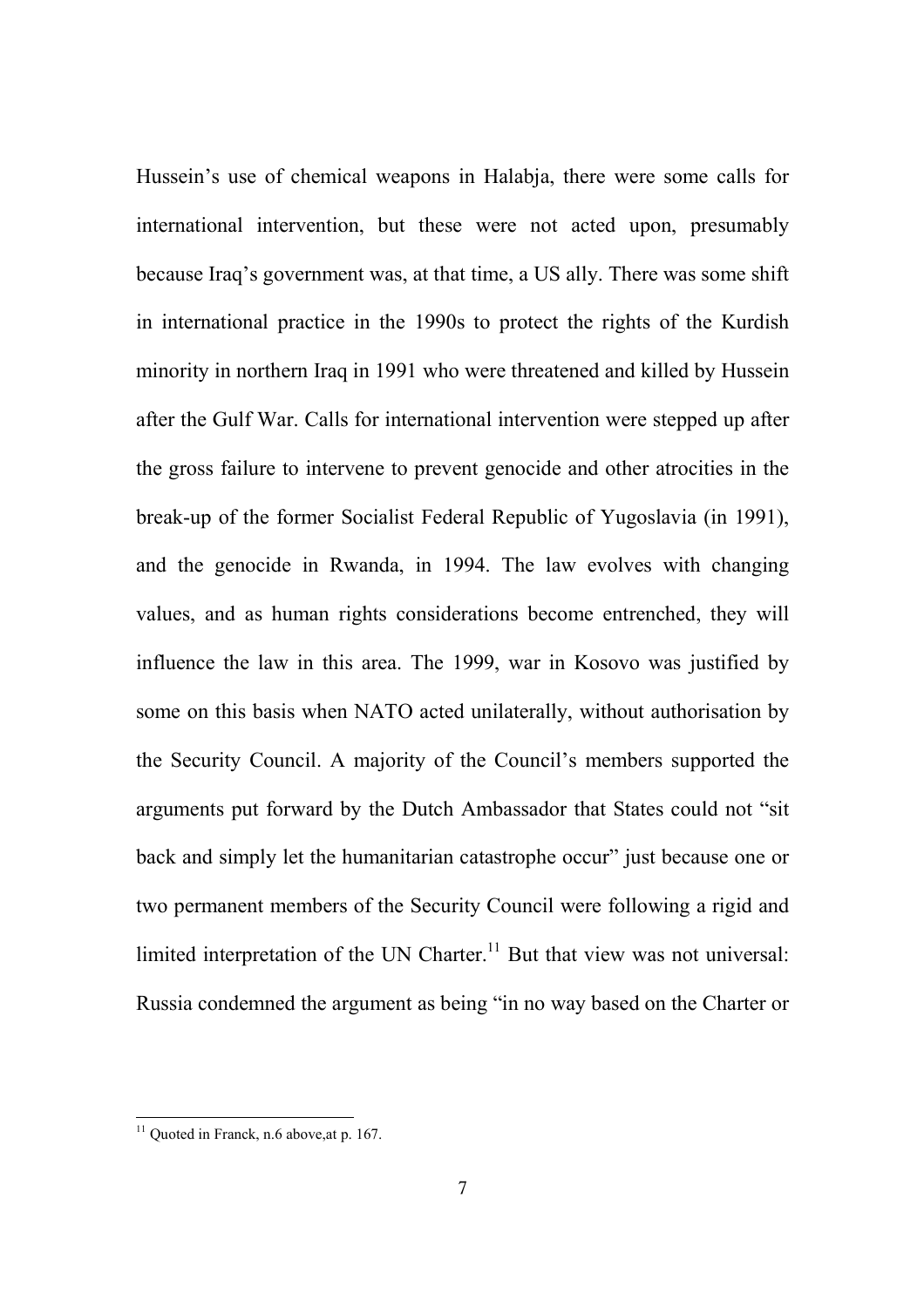Hussein's use of chemical weapons in Halabja, there were some calls for international intervention, but these were not acted upon, presumably because Iraq's government was, at that time, a US ally. There was some shift in international practice in the 1990s to protect the rights of the Kurdish minority in northern Iraq in 1991 who were threatened and killed by Hussein after the Gulf War. Calls for international intervention were stepped up after the gross failure to intervene to prevent genocide and other atrocities in the break-up of the former Socialist Federal Republic of Yugoslavia (in 1991), and the genocide in Rwanda, in 1994. The law evolves with changing values, and as human rights considerations become entrenched, they will influence the law in this area. The 1999, war in Kosovo was justified by some on this basis when NATO acted unilaterally, without authorisation by the Security Council. A majority of the Council's members supported the arguments put forward by the Dutch Ambassador that States could not "sit back and simply let the humanitarian catastrophe occur" just because one or two permanent members of the Security Council were following a rigid and limited interpretation of the UN Charter.[11] But that view was not universal: Russia condemned the argument as being "in no way based on the Charter or

---

[11] Quoted in Franck, n.6 above,at p. 167.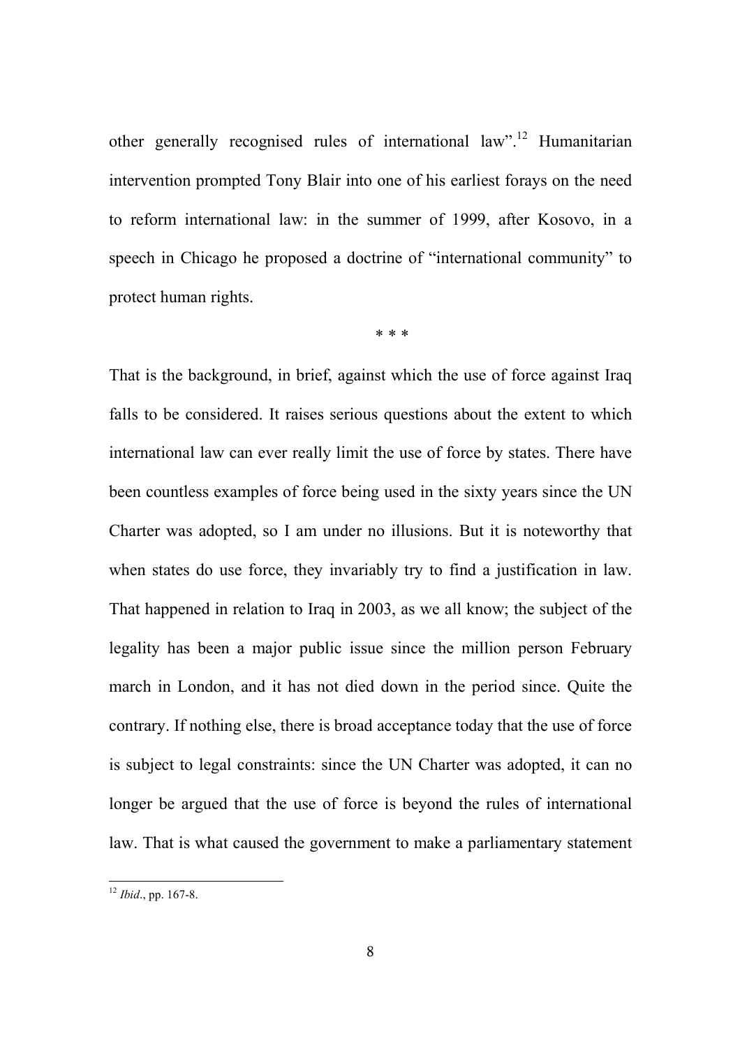other generally recognised rules of international law".[12] Humanitarian intervention prompted Tony Blair into one of his earliest forays on the need to reform international law: in the summer of 1999, after Kosovo, in a speech in Chicago he proposed a doctrine of "international community" to protect human rights.

\* \* \*

That is the background, in brief, against which the use of force against Iraq falls to be considered. It raises serious questions about the extent to which international law can ever really limit the use of force by states. There have been countless examples of force being used in the sixty years since the UN Charter was adopted, so I am under no illusions. But it is noteworthy that when states do use force, they invariably try to find a justification in law. That happened in relation to Iraq in 2003, as we all know; the subject of the legality has been a major public issue since the million person February march in London, and it has not died down in the period since. Quite the contrary. If nothing else, there is broad acceptance today that the use of force is subject to legal constraints: since the UN Charter was adopted, it can no longer be argued that the use of force is beyond the rules of international law. That is what caused the government to make a parliamentary statement

[12] *Ibid*., pp. 167-8.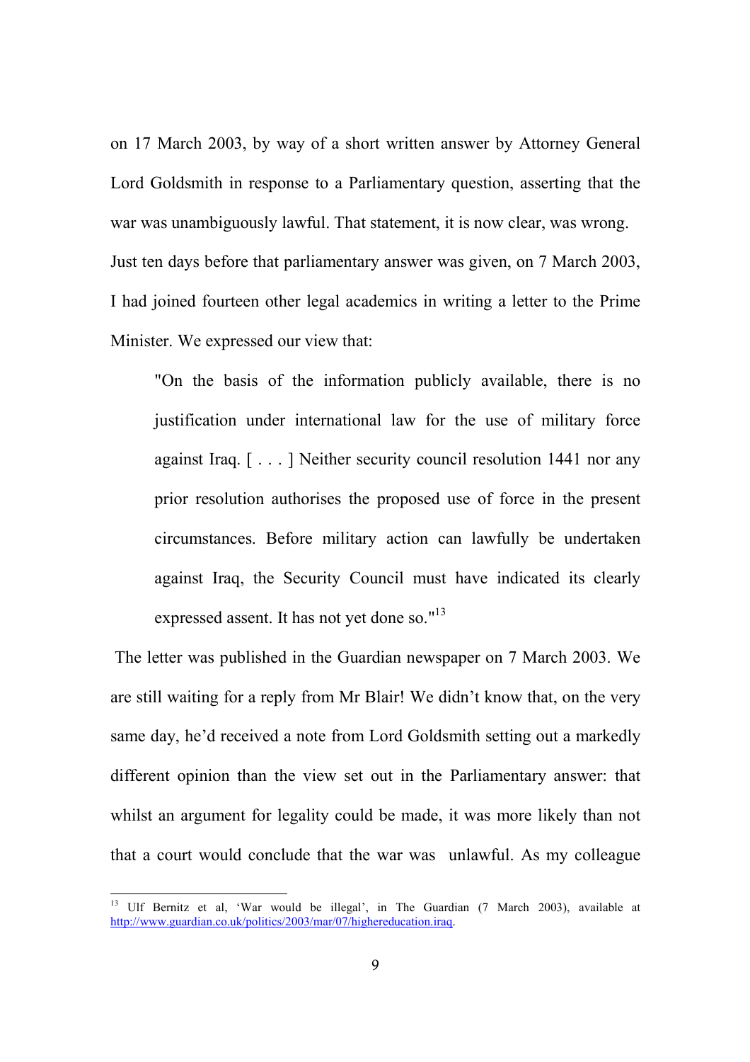on 17 March 2003, by way of a short written answer by Attorney General Lord Goldsmith in response to a Parliamentary question, asserting that the war was unambiguously lawful. That statement, it is now clear, was wrong. Just ten days before that parliamentary answer was given, on 7 March 2003, I had joined fourteen other legal academics in writing a letter to the Prime Minister. We expressed our view that:

> "On the basis of the information publicly available, there is no justification under international law for the use of military force against Iraq. [ . . . ] Neither security council resolution 1441 nor any prior resolution authorises the proposed use of force in the present circumstances. Before military action can lawfully be undertaken against Iraq, the Security Council must have indicated its clearly expressed assent. It has not yet done so."[13]

The letter was published in the Guardian newspaper on 7 March 2003. We are still waiting for a reply from Mr Blair! We didn't know that, on the very same day, he'd received a note from Lord Goldsmith setting out a markedly different opinion than the view set out in the Parliamentary answer: that whilst an argument for legality could be made, it was more likely than not that a court would conclude that the war was unlawful. As my colleague

---

[13] Ulf Bernitz et al, 'War would be illegal', in The Guardian (7 March 2003), available at http://www.guardian.co.uk/politics/2003/mar/07/highereducation.iraq.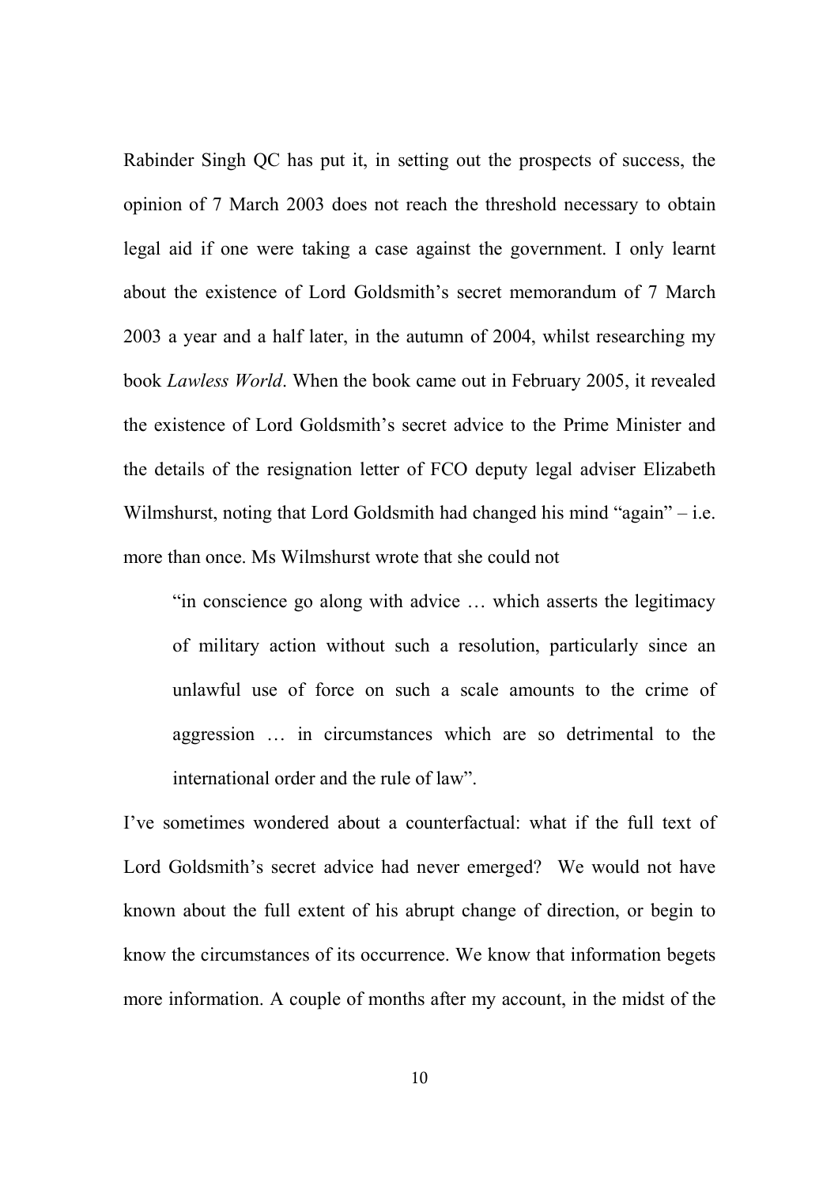Rabinder Singh QC has put it, in setting out the prospects of success, the opinion of 7 March 2003 does not reach the threshold necessary to obtain legal aid if one were taking a case against the government. I only learnt about the existence of Lord Goldsmith's secret memorandum of 7 March 2003 a year and a half later, in the autumn of 2004, whilst researching my book *Lawless World*. When the book came out in February 2005, it revealed the existence of Lord Goldsmith's secret advice to the Prime Minister and the details of the resignation letter of FCO deputy legal adviser Elizabeth Wilmshurst, noting that Lord Goldsmith had changed his mind "again" – i.e. more than once. Ms Wilmshurst wrote that she could not

> "in conscience go along with advice … which asserts the legitimacy of military action without such a resolution, particularly since an unlawful use of force on such a scale amounts to the crime of aggression … in circumstances which are so detrimental to the international order and the rule of law".

I've sometimes wondered about a counterfactual: what if the full text of Lord Goldsmith's secret advice had never emerged? We would not have known about the full extent of his abrupt change of direction, or begin to know the circumstances of its occurrence. We know that information begets more information. A couple of months after my account, in the midst of the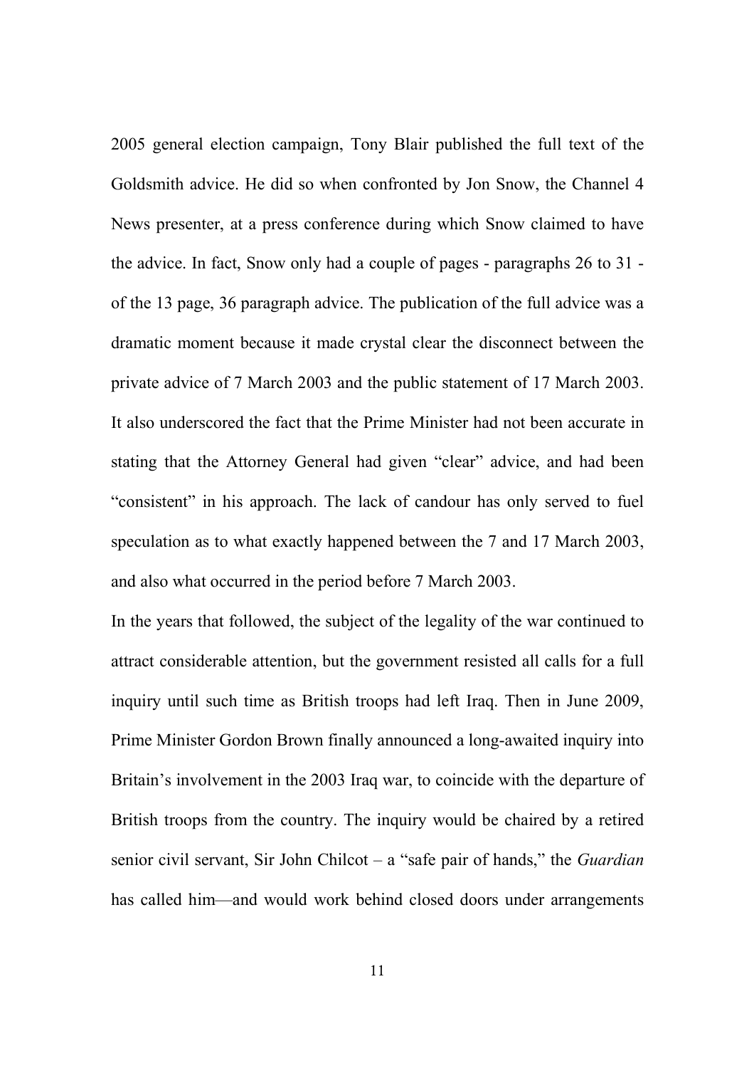2005 general election campaign, Tony Blair published the full text of the Goldsmith advice. He did so when confronted by Jon Snow, the Channel 4 News presenter, at a press conference during which Snow claimed to have the advice. In fact, Snow only had a couple of pages - paragraphs 26 to 31 - of the 13 page, 36 paragraph advice. The publication of the full advice was a dramatic moment because it made crystal clear the disconnect between the private advice of 7 March 2003 and the public statement of 17 March 2003. It also underscored the fact that the Prime Minister had not been accurate in stating that the Attorney General had given "clear" advice, and had been "consistent" in his approach. The lack of candour has only served to fuel speculation as to what exactly happened between the 7 and 17 March 2003, and also what occurred in the period before 7 March 2003.

In the years that followed, the subject of the legality of the war continued to attract considerable attention, but the government resisted all calls for a full inquiry until such time as British troops had left Iraq. Then in June 2009, Prime Minister Gordon Brown finally announced a long-awaited inquiry into Britain's involvement in the 2003 Iraq war, to coincide with the departure of British troops from the country. The inquiry would be chaired by a retired senior civil servant, Sir John Chilcot – a "safe pair of hands," the *Guardian* has called him—and would work behind closed doors under arrangements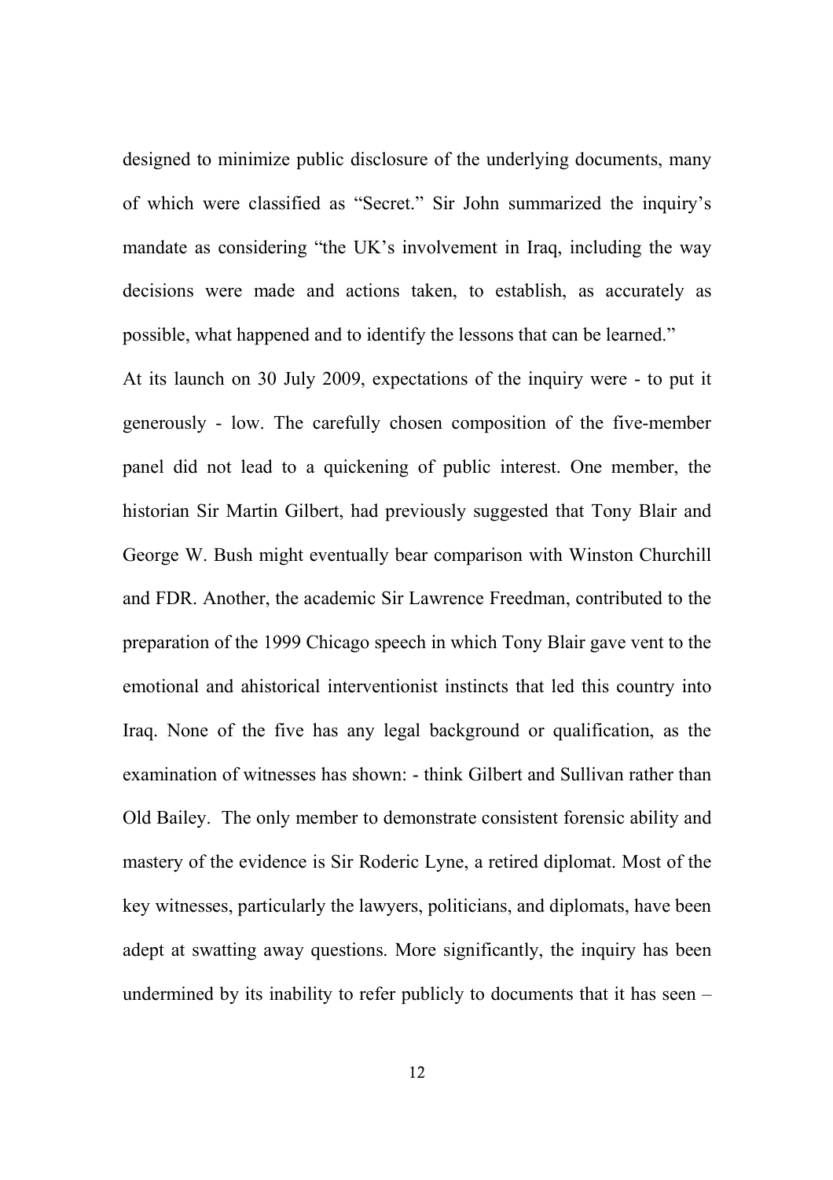designed to minimize public disclosure of the underlying documents, many of which were classified as "Secret." Sir John summarized the inquiry's mandate as considering "the UK's involvement in Iraq, including the way decisions were made and actions taken, to establish, as accurately as possible, what happened and to identify the lessons that can be learned."

At its launch on 30 July 2009, expectations of the inquiry were - to put it generously - low. The carefully chosen composition of the five-member panel did not lead to a quickening of public interest. One member, the historian Sir Martin Gilbert, had previously suggested that Tony Blair and George W. Bush might eventually bear comparison with Winston Churchill and FDR. Another, the academic Sir Lawrence Freedman, contributed to the preparation of the 1999 Chicago speech in which Tony Blair gave vent to the emotional and ahistorical interventionist instincts that led this country into Iraq. None of the five has any legal background or qualification, as the examination of witnesses has shown: - think Gilbert and Sullivan rather than Old Bailey. The only member to demonstrate consistent forensic ability and mastery of the evidence is Sir Roderic Lyne, a retired diplomat. Most of the key witnesses, particularly the lawyers, politicians, and diplomats, have been adept at swatting away questions. More significantly, the inquiry has been undermined by its inability to refer publicly to documents that it has seen –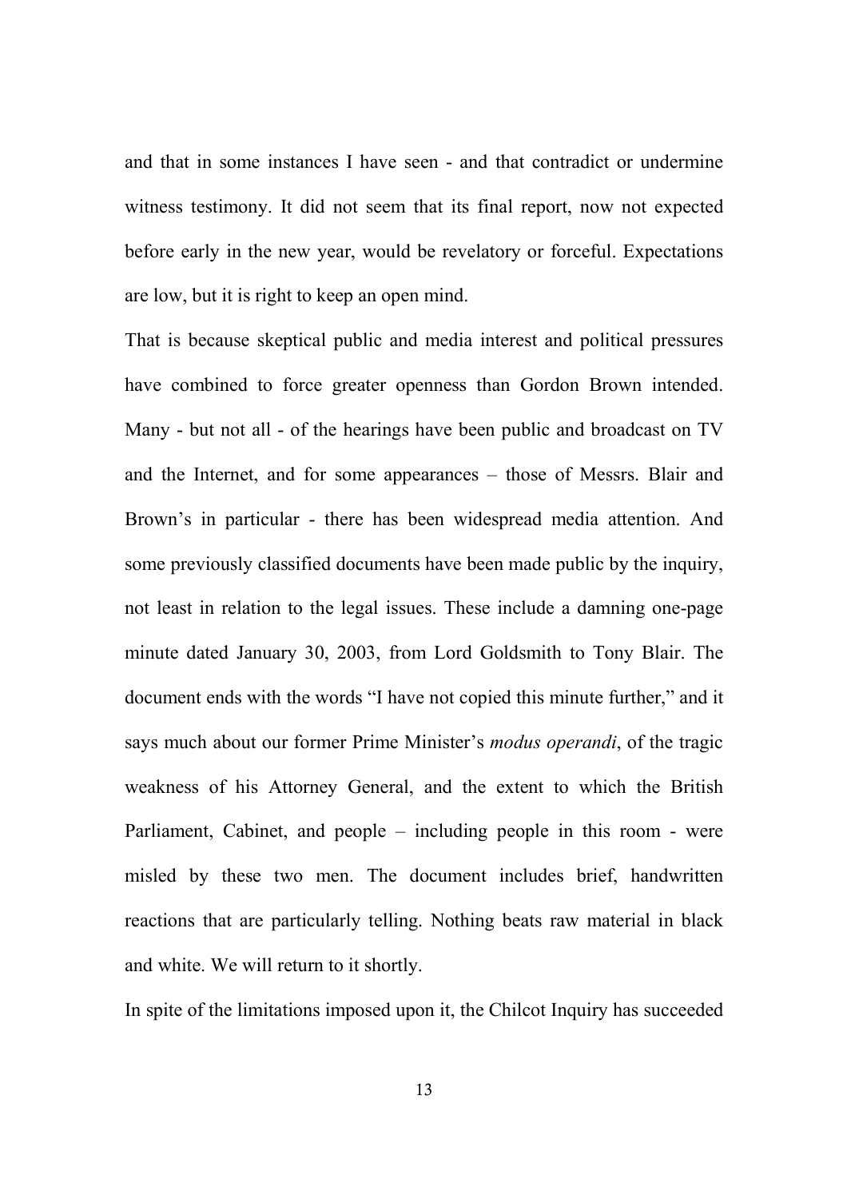and that in some instances I have seen - and that contradict or undermine witness testimony. It did not seem that its final report, now not expected before early in the new year, would be revelatory or forceful. Expectations are low, but it is right to keep an open mind.

That is because skeptical public and media interest and political pressures have combined to force greater openness than Gordon Brown intended. Many - but not all - of the hearings have been public and broadcast on TV and the Internet, and for some appearances – those of Messrs. Blair and Brown's in particular - there has been widespread media attention. And some previously classified documents have been made public by the inquiry, not least in relation to the legal issues. These include a damning one-page minute dated January 30, 2003, from Lord Goldsmith to Tony Blair. The document ends with the words "I have not copied this minute further," and it says much about our former Prime Minister's *modus operandi*, of the tragic weakness of his Attorney General, and the extent to which the British Parliament, Cabinet, and people – including people in this room - were misled by these two men. The document includes brief, handwritten reactions that are particularly telling. Nothing beats raw material in black and white. We will return to it shortly.

In spite of the limitations imposed upon it, the Chilcot Inquiry has succeeded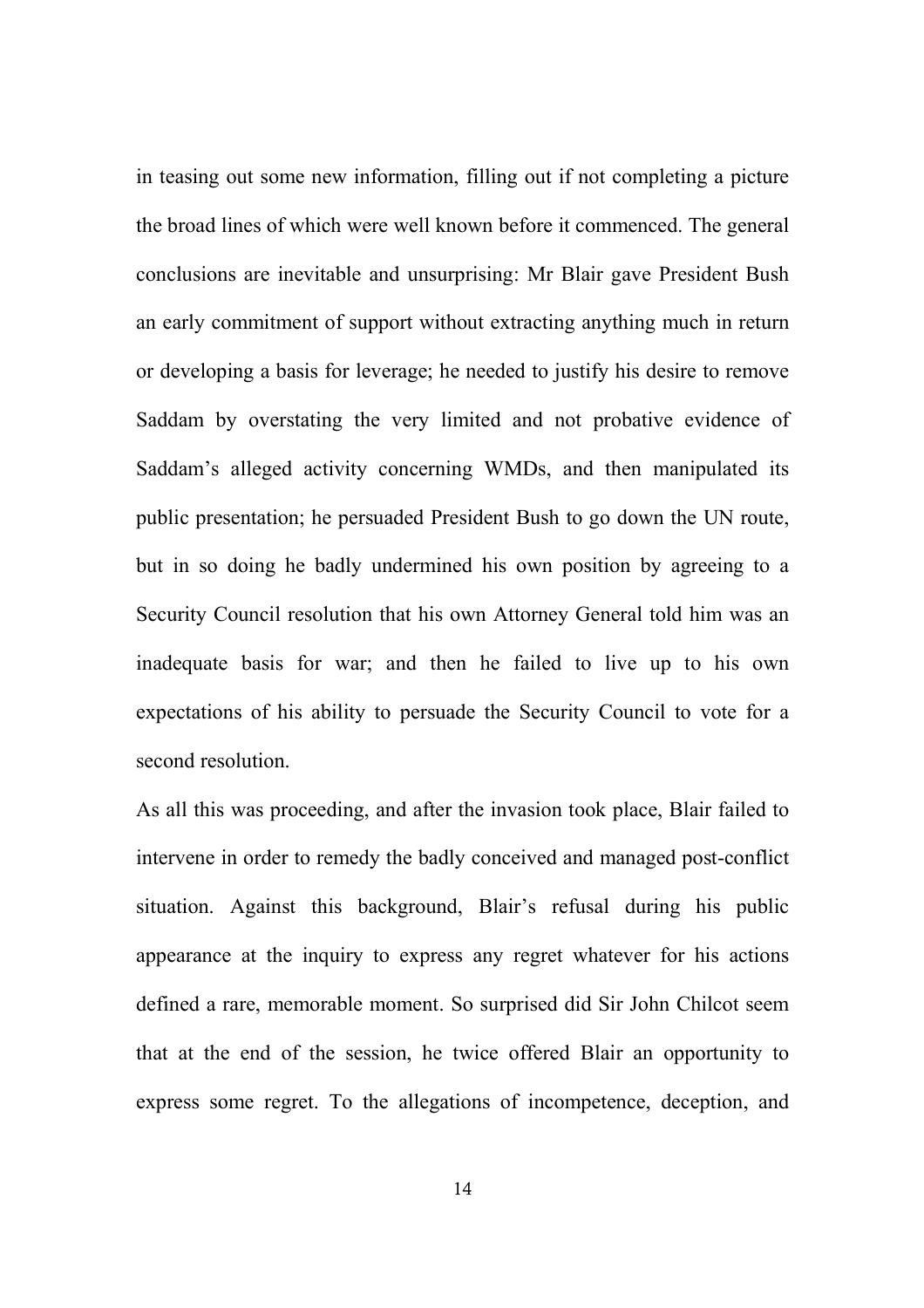in teasing out some new information, filling out if not completing a picture the broad lines of which were well known before it commenced. The general conclusions are inevitable and unsurprising: Mr Blair gave President Bush an early commitment of support without extracting anything much in return or developing a basis for leverage; he needed to justify his desire to remove Saddam by overstating the very limited and not probative evidence of Saddam's alleged activity concerning WMDs, and then manipulated its public presentation; he persuaded President Bush to go down the UN route, but in so doing he badly undermined his own position by agreeing to a Security Council resolution that his own Attorney General told him was an inadequate basis for war; and then he failed to live up to his own expectations of his ability to persuade the Security Council to vote for a second resolution.

As all this was proceeding, and after the invasion took place, Blair failed to intervene in order to remedy the badly conceived and managed post-conflict situation. Against this background, Blair's refusal during his public appearance at the inquiry to express any regret whatever for his actions defined a rare, memorable moment. So surprised did Sir John Chilcot seem that at the end of the session, he twice offered Blair an opportunity to express some regret. To the allegations of incompetence, deception, and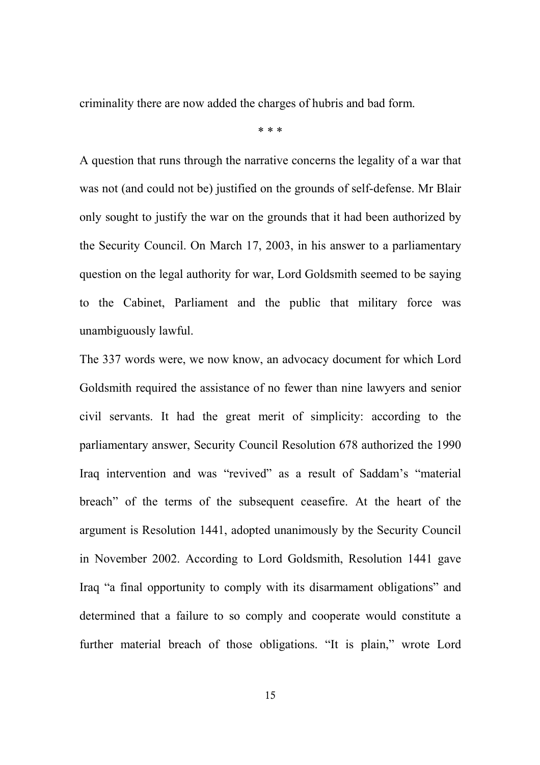criminality there are now added the charges of hubris and bad form.

* * *

A question that runs through the narrative concerns the legality of a war that was not (and could not be) justified on the grounds of self-defense. Mr Blair only sought to justify the war on the grounds that it had been authorized by the Security Council. On March 17, 2003, in his answer to a parliamentary question on the legal authority for war, Lord Goldsmith seemed to be saying to the Cabinet, Parliament and the public that military force was unambiguously lawful.

The 337 words were, we now know, an advocacy document for which Lord Goldsmith required the assistance of no fewer than nine lawyers and senior civil servants. It had the great merit of simplicity: according to the parliamentary answer, Security Council Resolution 678 authorized the 1990 Iraq intervention and was "revived" as a result of Saddam's "material breach" of the terms of the subsequent ceasefire. At the heart of the argument is Resolution 1441, adopted unanimously by the Security Council in November 2002. According to Lord Goldsmith, Resolution 1441 gave Iraq "a final opportunity to comply with its disarmament obligations" and determined that a failure to so comply and cooperate would constitute a further material breach of those obligations. "It is plain," wrote Lord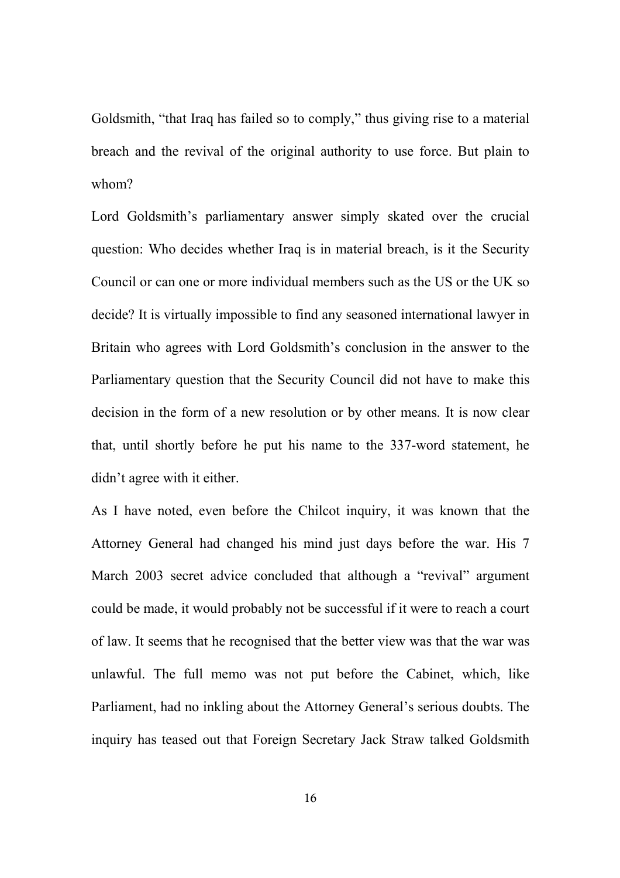Goldsmith, "that Iraq has failed so to comply," thus giving rise to a material breach and the revival of the original authority to use force. But plain to whom?

Lord Goldsmith's parliamentary answer simply skated over the crucial question: Who decides whether Iraq is in material breach, is it the Security Council or can one or more individual members such as the US or the UK so decide? It is virtually impossible to find any seasoned international lawyer in Britain who agrees with Lord Goldsmith's conclusion in the answer to the Parliamentary question that the Security Council did not have to make this decision in the form of a new resolution or by other means. It is now clear that, until shortly before he put his name to the 337-word statement, he didn't agree with it either.

As I have noted, even before the Chilcot inquiry, it was known that the Attorney General had changed his mind just days before the war. His 7 March 2003 secret advice concluded that although a "revival" argument could be made, it would probably not be successful if it were to reach a court of law. It seems that he recognised that the better view was that the war was unlawful. The full memo was not put before the Cabinet, which, like Parliament, had no inkling about the Attorney General's serious doubts. The inquiry has teased out that Foreign Secretary Jack Straw talked Goldsmith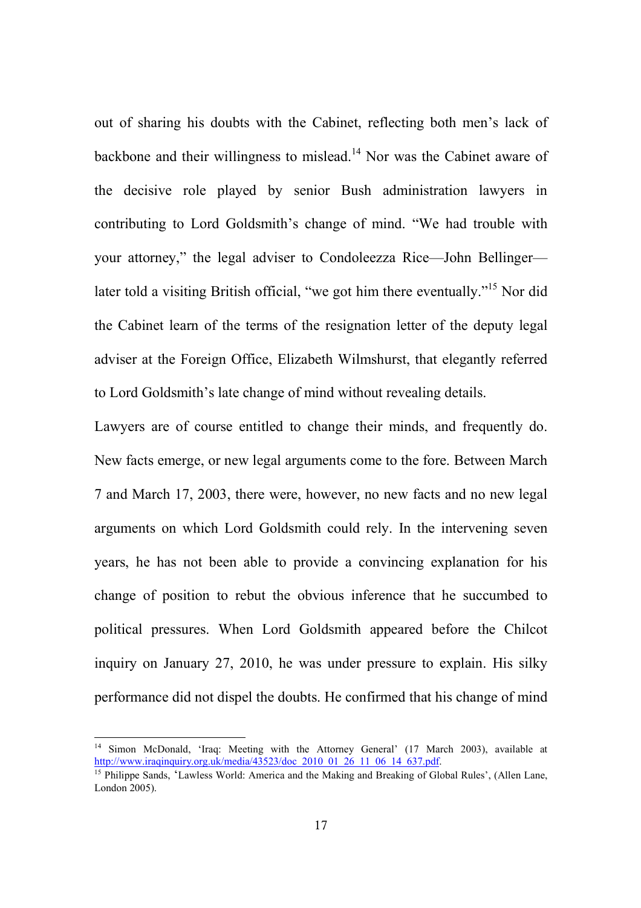out of sharing his doubts with the Cabinet, reflecting both men's lack of backbone and their willingness to mislead.[14] Nor was the Cabinet aware of the decisive role played by senior Bush administration lawyers in contributing to Lord Goldsmith's change of mind. "We had trouble with your attorney," the legal adviser to Condoleezza Rice—John Bellinger—later told a visiting British official, "we got him there eventually."[15] Nor did the Cabinet learn of the terms of the resignation letter of the deputy legal adviser at the Foreign Office, Elizabeth Wilmshurst, that elegantly referred to Lord Goldsmith's late change of mind without revealing details.

Lawyers are of course entitled to change their minds, and frequently do. New facts emerge, or new legal arguments come to the fore. Between March 7 and March 17, 2003, there were, however, no new facts and no new legal arguments on which Lord Goldsmith could rely. In the intervening seven years, he has not been able to provide a convincing explanation for his change of position to rebut the obvious inference that he succumbed to political pressures. When Lord Goldsmith appeared before the Chilcot inquiry on January 27, 2010, he was under pressure to explain. His silky performance did not dispel the doubts. He confirmed that his change of mind

---

[14] Simon McDonald, 'Iraq: Meeting with the Attorney General' (17 March 2003), available at http://www.iraqinquiry.org.uk/media/43523/doc_2010_01_26_11_06_14_637.pdf.

[15] Philippe Sands, 'Lawless World: America and the Making and Breaking of Global Rules', (Allen Lane, London 2005).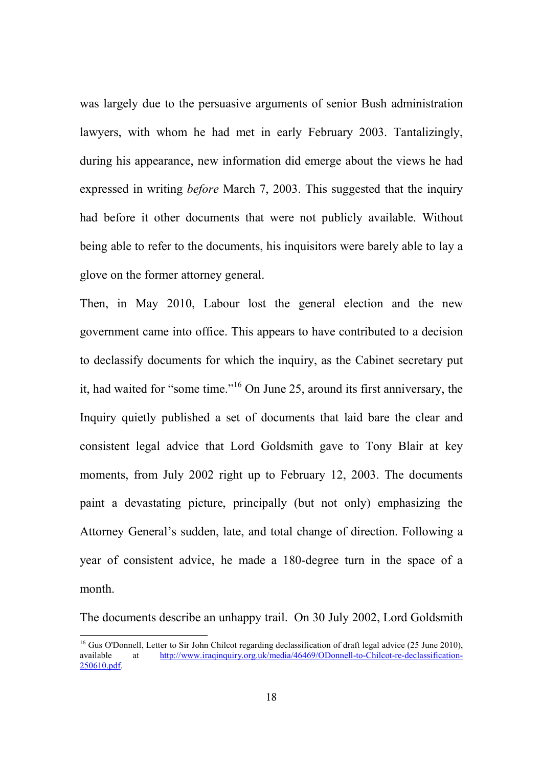was largely due to the persuasive arguments of senior Bush administration lawyers, with whom he had met in early February 2003. Tantalizingly, during his appearance, new information did emerge about the views he had expressed in writing *before* March 7, 2003. This suggested that the inquiry had before it other documents that were not publicly available. Without being able to refer to the documents, his inquisitors were barely able to lay a glove on the former attorney general.

Then, in May 2010, Labour lost the general election and the new government came into office. This appears to have contributed to a decision to declassify documents for which the inquiry, as the Cabinet secretary put it, had waited for "some time."[16] On June 25, around its first anniversary, the Inquiry quietly published a set of documents that laid bare the clear and consistent legal advice that Lord Goldsmith gave to Tony Blair at key moments, from July 2002 right up to February 12, 2003. The documents paint a devastating picture, principally (but not only) emphasizing the Attorney General's sudden, late, and total change of direction. Following a year of consistent advice, he made a 180-degree turn in the space of a month.

The documents describe an unhappy trail. On 30 July 2002, Lord Goldsmith

---

[16] Gus O'Donnell, Letter to Sir John Chilcot regarding declassification of draft legal advice (25 June 2010), available at http://www.iraqinquiry.org.uk/media/46469/ODonnell-to-Chilcot-re-declassification-250610.pdf.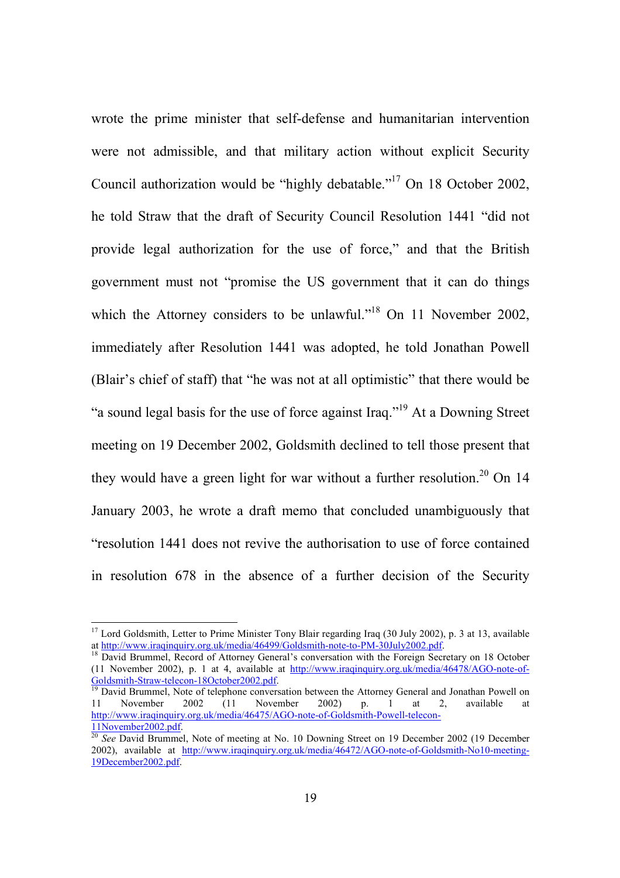wrote the prime minister that self-defense and humanitarian intervention were not admissible, and that military action without explicit Security Council authorization would be "highly debatable."[17] On 18 October 2002, he told Straw that the draft of Security Council Resolution 1441 "did not provide legal authorization for the use of force," and that the British government must not "promise the US government that it can do things which the Attorney considers to be unlawful."[18] On 11 November 2002, immediately after Resolution 1441 was adopted, he told Jonathan Powell (Blair's chief of staff) that "he was not at all optimistic" that there would be "a sound legal basis for the use of force against Iraq."[19] At a Downing Street meeting on 19 December 2002, Goldsmith declined to tell those present that they would have a green light for war without a further resolution.[20] On 14 January 2003, he wrote a draft memo that concluded unambiguously that "resolution 1441 does not revive the authorisation to use of force contained in resolution 678 in the absence of a further decision of the Security

---

[17] Lord Goldsmith, Letter to Prime Minister Tony Blair regarding Iraq (30 July 2002), p. 3 at 13, available at http://www.iraqinquiry.org.uk/media/46499/Goldsmith-note-to-PM-30July2002.pdf.

[18] David Brummel, Record of Attorney General's conversation with the Foreign Secretary on 18 October (11 November 2002), p. 1 at 4, available at http://www.iraqinquiry.org.uk/media/46478/AGO-note-of-Goldsmith-Straw-telecon-18October2002.pdf.

[19] David Brummel, Note of telephone conversation between the Attorney General and Jonathan Powell on 11 November 2002 (11 November 2002) p. 1 at 2, available at http://www.iraqinquiry.org.uk/media/46475/AGO-note-of-Goldsmith-Powell-telecon-11November2002.pdf.

[20] *See* David Brummel, Note of meeting at No. 10 Downing Street on 19 December 2002 (19 December 2002), available at http://www.iraqinquiry.org.uk/media/46472/AGO-note-of-Goldsmith-No10-meeting-19December2002.pdf.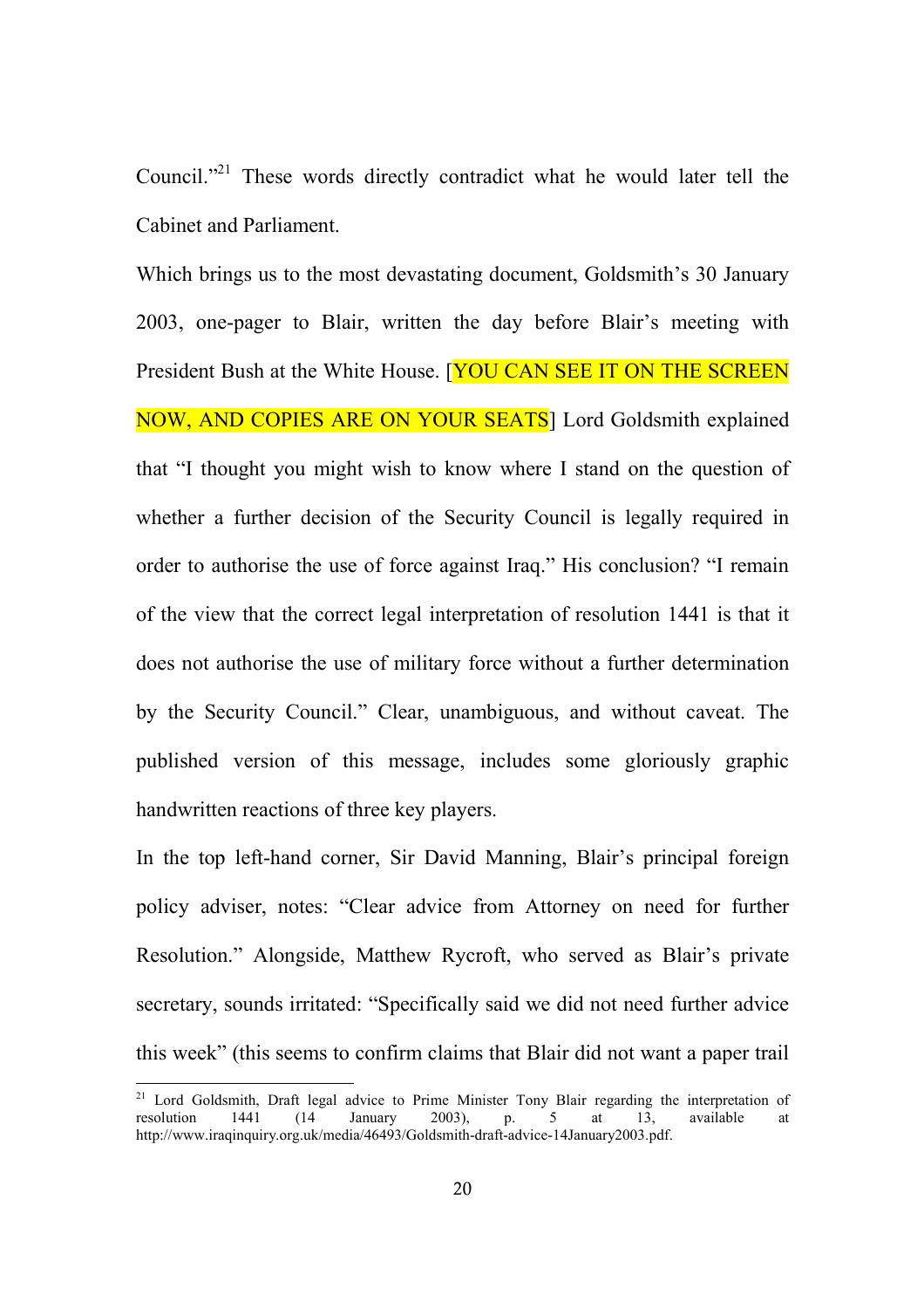Council."[21] These words directly contradict what he would later tell the Cabinet and Parliament.

Which brings us to the most devastating document, Goldsmith's 30 January 2003, one-pager to Blair, written the day before Blair's meeting with President Bush at the White House. [YOU CAN SEE IT ON THE SCREEN NOW, AND COPIES ARE ON YOUR SEATS] Lord Goldsmith explained that "I thought you might wish to know where I stand on the question of whether a further decision of the Security Council is legally required in order to authorise the use of force against Iraq." His conclusion? "I remain of the view that the correct legal interpretation of resolution 1441 is that it does not authorise the use of military force without a further determination by the Security Council." Clear, unambiguous, and without caveat. The published version of this message, includes some gloriously graphic handwritten reactions of three key players.

In the top left-hand corner, Sir David Manning, Blair's principal foreign policy adviser, notes: "Clear advice from Attorney on need for further Resolution." Alongside, Matthew Rycroft, who served as Blair's private secretary, sounds irritated: "Specifically said we did not need further advice this week" (this seems to confirm claims that Blair did not want a paper trail

---

[21] Lord Goldsmith, Draft legal advice to Prime Minister Tony Blair regarding the interpretation of resolution 1441 (14 January 2003), p. 5 at 13, available at http://www.iraqinquiry.org.uk/media/46493/Goldsmith-draft-advice-14January2003.pdf.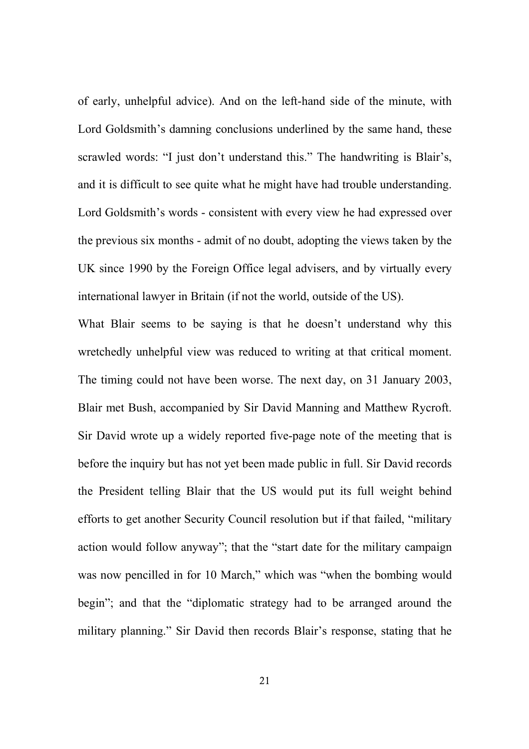of early, unhelpful advice). And on the left-hand side of the minute, with Lord Goldsmith's damning conclusions underlined by the same hand, these scrawled words: "I just don't understand this." The handwriting is Blair's, and it is difficult to see quite what he might have had trouble understanding. Lord Goldsmith's words - consistent with every view he had expressed over the previous six months - admit of no doubt, adopting the views taken by the UK since 1990 by the Foreign Office legal advisers, and by virtually every international lawyer in Britain (if not the world, outside of the US).

What Blair seems to be saying is that he doesn't understand why this wretchedly unhelpful view was reduced to writing at that critical moment. The timing could not have been worse. The next day, on 31 January 2003, Blair met Bush, accompanied by Sir David Manning and Matthew Rycroft. Sir David wrote up a widely reported five-page note of the meeting that is before the inquiry but has not yet been made public in full. Sir David records the President telling Blair that the US would put its full weight behind efforts to get another Security Council resolution but if that failed, "military action would follow anyway"; that the "start date for the military campaign was now pencilled in for 10 March," which was "when the bombing would begin"; and that the "diplomatic strategy had to be arranged around the military planning." Sir David then records Blair's response, stating that he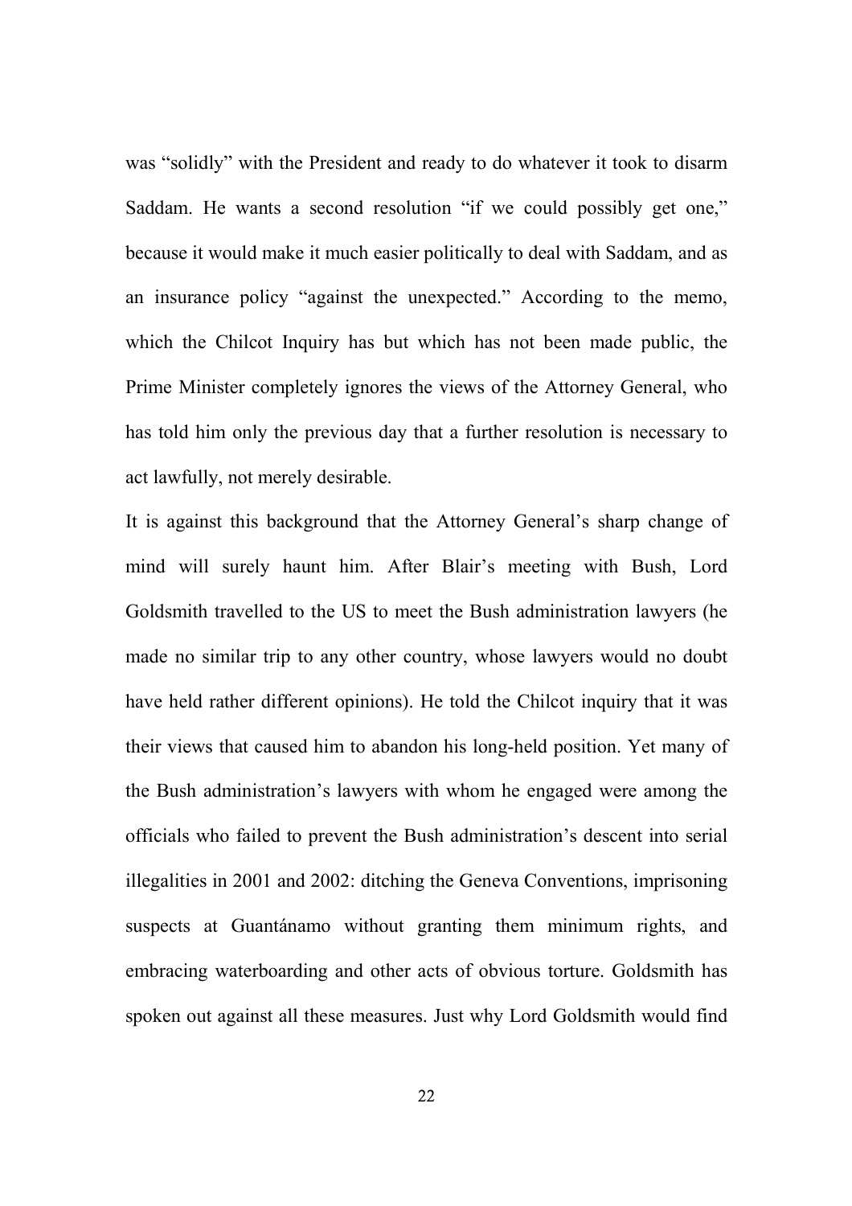was "solidly" with the President and ready to do whatever it took to disarm Saddam. He wants a second resolution "if we could possibly get one," because it would make it much easier politically to deal with Saddam, and as an insurance policy "against the unexpected." According to the memo, which the Chilcot Inquiry has but which has not been made public, the Prime Minister completely ignores the views of the Attorney General, who has told him only the previous day that a further resolution is necessary to act lawfully, not merely desirable.

It is against this background that the Attorney General's sharp change of mind will surely haunt him. After Blair's meeting with Bush, Lord Goldsmith travelled to the US to meet the Bush administration lawyers (he made no similar trip to any other country, whose lawyers would no doubt have held rather different opinions). He told the Chilcot inquiry that it was their views that caused him to abandon his long-held position. Yet many of the Bush administration's lawyers with whom he engaged were among the officials who failed to prevent the Bush administration's descent into serial illegalities in 2001 and 2002: ditching the Geneva Conventions, imprisoning suspects at Guantánamo without granting them minimum rights, and embracing waterboarding and other acts of obvious torture. Goldsmith has spoken out against all these measures. Just why Lord Goldsmith would find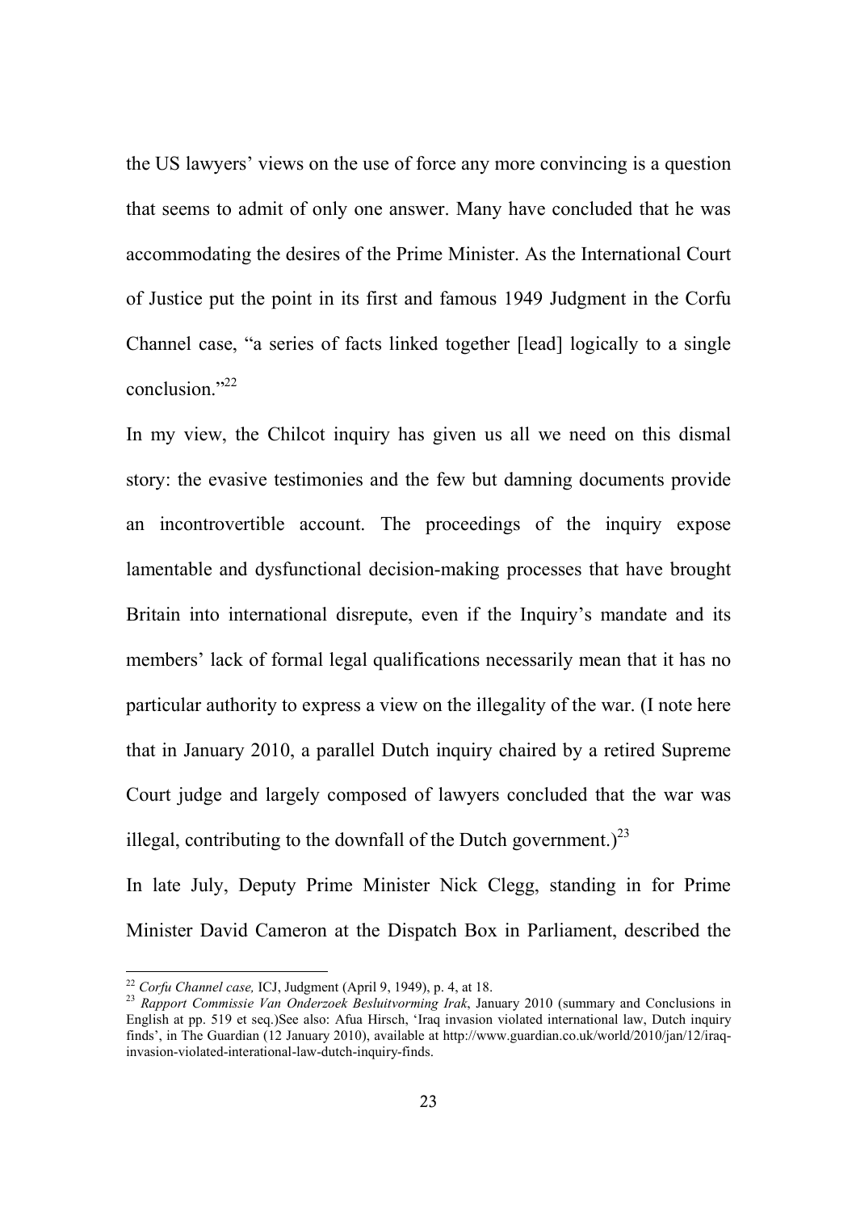the US lawyers' views on the use of force any more convincing is a question that seems to admit of only one answer. Many have concluded that he was accommodating the desires of the Prime Minister. As the International Court of Justice put the point in its first and famous 1949 Judgment in the Corfu Channel case, "a series of facts linked together [lead] logically to a single conclusion."[22]

In my view, the Chilcot inquiry has given us all we need on this dismal story: the evasive testimonies and the few but damning documents provide an incontrovertible account. The proceedings of the inquiry expose lamentable and dysfunctional decision-making processes that have brought Britain into international disrepute, even if the Inquiry's mandate and its members' lack of formal legal qualifications necessarily mean that it has no particular authority to express a view on the illegality of the war. (I note here that in January 2010, a parallel Dutch inquiry chaired by a retired Supreme Court judge and largely composed of lawyers concluded that the war was illegal, contributing to the downfall of the Dutch government.)[23]

In late July, Deputy Prime Minister Nick Clegg, standing in for Prime Minister David Cameron at the Dispatch Box in Parliament, described the

---

[22] *Corfu Channel case,* ICJ, Judgment (April 9, 1949), p. 4, at 18.

[23] *Rapport Commissie Van Onderzoek Besluitvorming Irak*, January 2010 (summary and Conclusions in English at pp. 519 et seq.)See also: Afua Hirsch, 'Iraq invasion violated international law, Dutch inquiry finds', in The Guardian (12 January 2010), available at http://www.guardian.co.uk/world/2010/jan/12/iraq-invasion-violated-interational-law-dutch-inquiry-finds.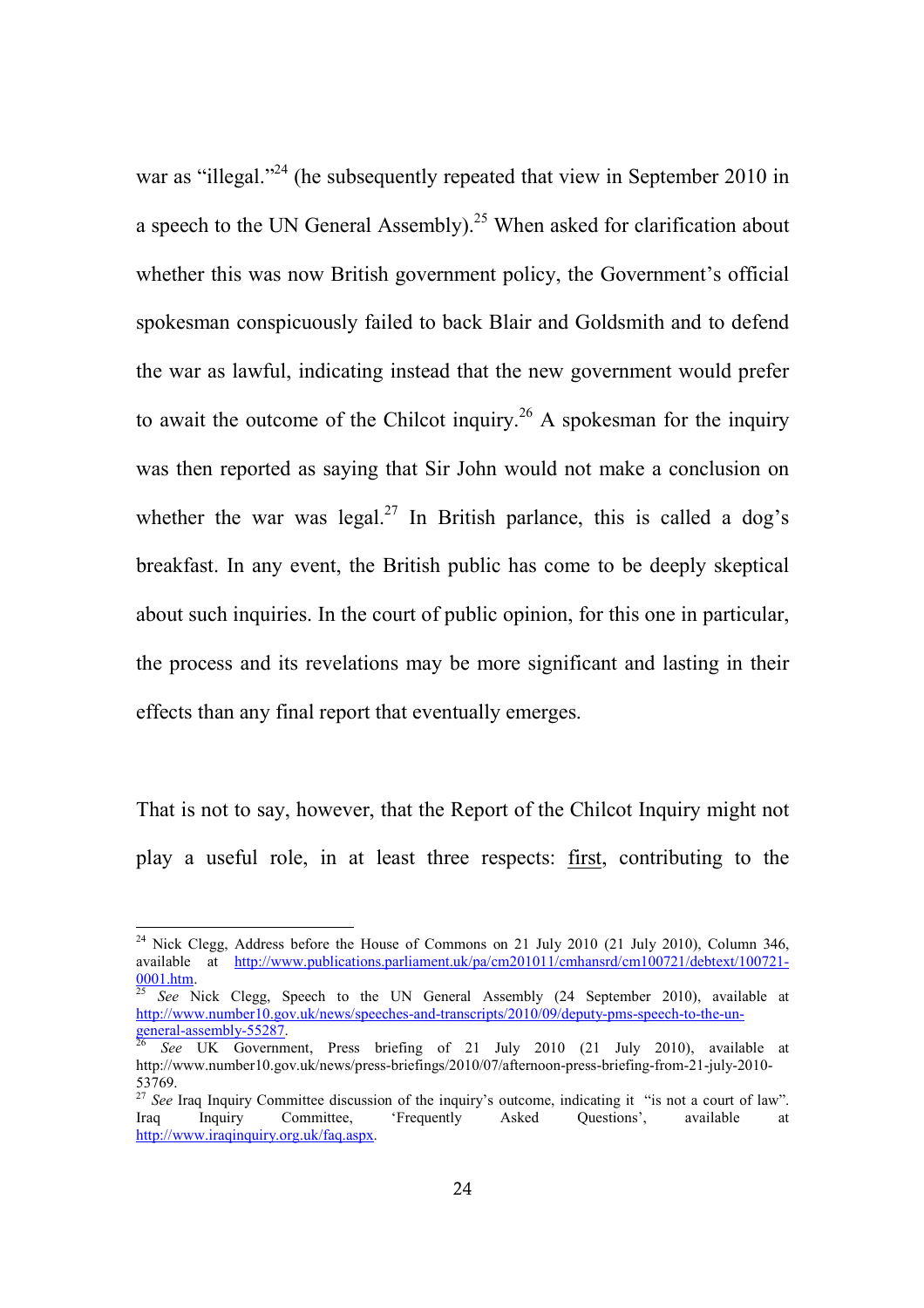war as "illegal."[24] (he subsequently repeated that view in September 2010 in a speech to the UN General Assembly).[25] When asked for clarification about whether this was now British government policy, the Government's official spokesman conspicuously failed to back Blair and Goldsmith and to defend the war as lawful, indicating instead that the new government would prefer to await the outcome of the Chilcot inquiry.[26] A spokesman for the inquiry was then reported as saying that Sir John would not make a conclusion on whether the war was legal.[27] In British parlance, this is called a dog's breakfast. In any event, the British public has come to be deeply skeptical about such inquiries. In the court of public opinion, for this one in particular, the process and its revelations may be more significant and lasting in their effects than any final report that eventually emerges.

That is not to say, however, that the Report of the Chilcot Inquiry might not play a useful role, in at least three respects: first, contributing to the

---

[24] Nick Clegg, Address before the House of Commons on 21 July 2010 (21 July 2010), Column 346, available at http://www.publications.parliament.uk/pa/cm201011/cmhansrd/cm100721/debtext/100721-0001.htm.

[25] *See* Nick Clegg, Speech to the UN General Assembly (24 September 2010), available at http://www.number10.gov.uk/news/speeches-and-transcripts/2010/09/deputy-pms-speech-to-the-un-general-assembly-55287.

[26] *See* UK Government, Press briefing of 21 July 2010 (21 July 2010), available at http://www.number10.gov.uk/news/press-briefings/2010/07/afternoon-press-briefing-from-21-july-2010-53769.

[27] *See* Iraq Inquiry Committee discussion of the inquiry's outcome, indicating it "is not a court of law". Iraq Inquiry Committee, 'Frequently Asked Questions', available at http://www.iraqinquiry.org.uk/faq.aspx.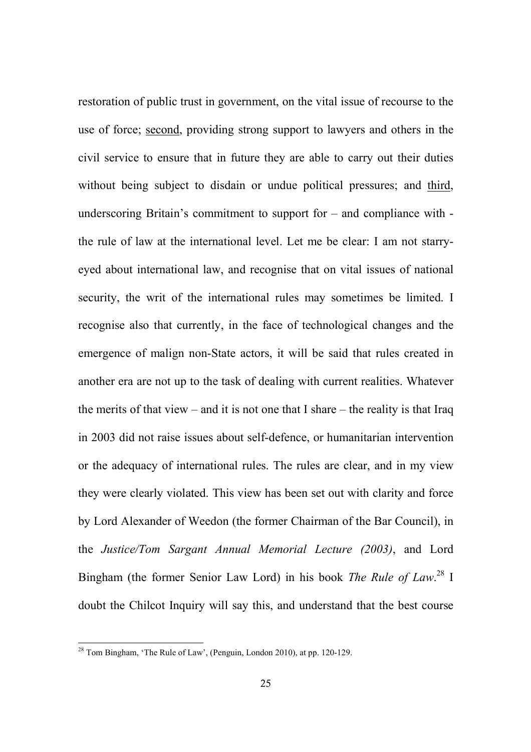restoration of public trust in government, on the vital issue of recourse to the use of force; <u>second</u>, providing strong support to lawyers and others in the civil service to ensure that in future they are able to carry out their duties without being subject to disdain or undue political pressures; and <u>third</u>, underscoring Britain's commitment to support for – and compliance with - the rule of law at the international level. Let me be clear: I am not starry-eyed about international law, and recognise that on vital issues of national security, the writ of the international rules may sometimes be limited. I recognise also that currently, in the face of technological changes and the emergence of malign non-State actors, it will be said that rules created in another era are not up to the task of dealing with current realities. Whatever the merits of that view – and it is not one that I share – the reality is that Iraq in 2003 did not raise issues about self-defence, or humanitarian intervention or the adequacy of international rules. The rules are clear, and in my view they were clearly violated. This view has been set out with clarity and force by Lord Alexander of Weedon (the former Chairman of the Bar Council), in the *Justice/Tom Sargant Annual Memorial Lecture (2003)*, and Lord Bingham (the former Senior Law Lord) in his book *The Rule of Law*.[28] I doubt the Chilcot Inquiry will say this, and understand that the best course

---

[28] Tom Bingham, 'The Rule of Law', (Penguin, London 2010), at pp. 120-129.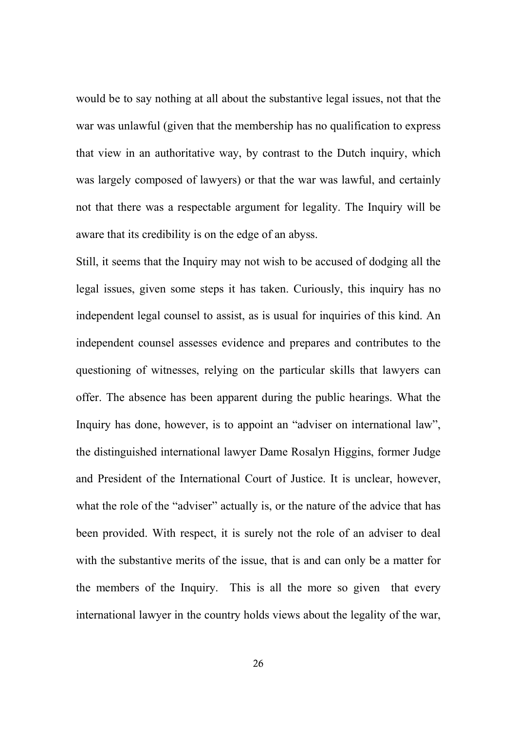would be to say nothing at all about the substantive legal issues, not that the war was unlawful (given that the membership has no qualification to express that view in an authoritative way, by contrast to the Dutch inquiry, which was largely composed of lawyers) or that the war was lawful, and certainly not that there was a respectable argument for legality. The Inquiry will be aware that its credibility is on the edge of an abyss.

Still, it seems that the Inquiry may not wish to be accused of dodging all the legal issues, given some steps it has taken. Curiously, this inquiry has no independent legal counsel to assist, as is usual for inquiries of this kind. An independent counsel assesses evidence and prepares and contributes to the questioning of witnesses, relying on the particular skills that lawyers can offer. The absence has been apparent during the public hearings. What the Inquiry has done, however, is to appoint an "adviser on international law", the distinguished international lawyer Dame Rosalyn Higgins, former Judge and President of the International Court of Justice. It is unclear, however, what the role of the "adviser" actually is, or the nature of the advice that has been provided. With respect, it is surely not the role of an adviser to deal with the substantive merits of the issue, that is and can only be a matter for the members of the Inquiry. This is all the more so given that every international lawyer in the country holds views about the legality of the war,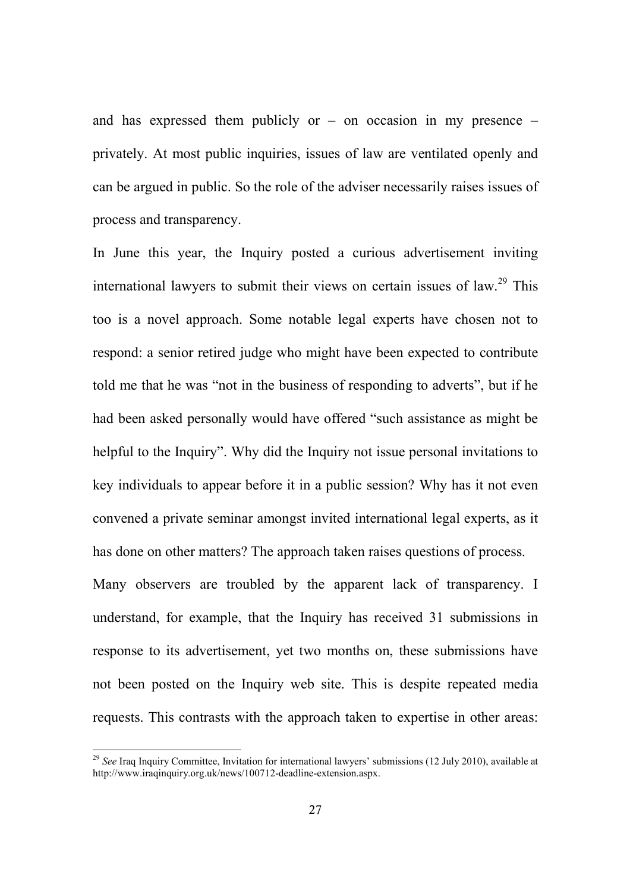and has expressed them publicly or – on occasion in my presence – privately. At most public inquiries, issues of law are ventilated openly and can be argued in public. So the role of the adviser necessarily raises issues of process and transparency.

In June this year, the Inquiry posted a curious advertisement inviting international lawyers to submit their views on certain issues of law.[29] This too is a novel approach. Some notable legal experts have chosen not to respond: a senior retired judge who might have been expected to contribute told me that he was "not in the business of responding to adverts", but if he had been asked personally would have offered "such assistance as might be helpful to the Inquiry". Why did the Inquiry not issue personal invitations to key individuals to appear before it in a public session? Why has it not even convened a private seminar amongst invited international legal experts, as it has done on other matters? The approach taken raises questions of process.

Many observers are troubled by the apparent lack of transparency. I understand, for example, that the Inquiry has received 31 submissions in response to its advertisement, yet two months on, these submissions have not been posted on the Inquiry web site. This is despite repeated media requests. This contrasts with the approach taken to expertise in other areas:

---

[29] *See* Iraq Inquiry Committee, Invitation for international lawyers' submissions (12 July 2010), available at http://www.iraqinquiry.org.uk/news/100712-deadline-extension.aspx.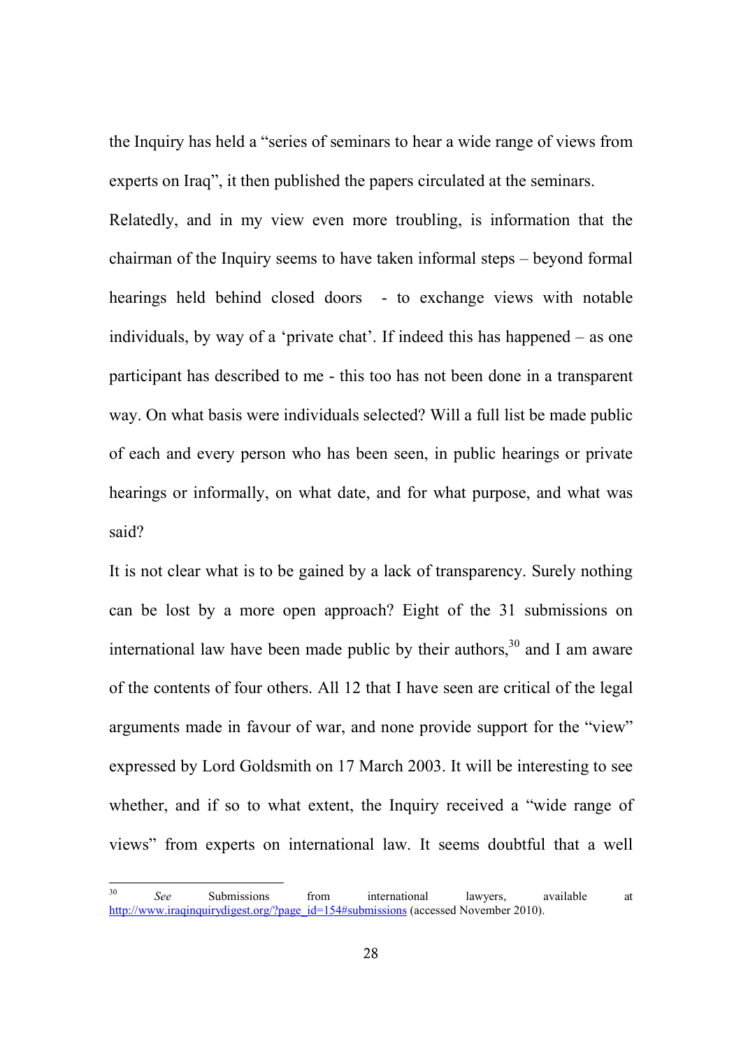the Inquiry has held a "series of seminars to hear a wide range of views from experts on Iraq", it then published the papers circulated at the seminars.

Relatedly, and in my view even more troubling, is information that the chairman of the Inquiry seems to have taken informal steps – beyond formal hearings held behind closed doors - to exchange views with notable individuals, by way of a 'private chat'. If indeed this has happened – as one participant has described to me - this too has not been done in a transparent way. On what basis were individuals selected? Will a full list be made public of each and every person who has been seen, in public hearings or private hearings or informally, on what date, and for what purpose, and what was said?

It is not clear what is to be gained by a lack of transparency. Surely nothing can be lost by a more open approach? Eight of the 31 submissions on international law have been made public by their authors,[30] and I am aware of the contents of four others. All 12 that I have seen are critical of the legal arguments made in favour of war, and none provide support for the "view" expressed by Lord Goldsmith on 17 March 2003. It will be interesting to see whether, and if so to what extent, the Inquiry received a "wide range of views" from experts on international law. It seems doubtful that a well

---

[30] *See* Submissions from international lawyers, available at http://www.iraqinquirydigest.org/?page_id=154#submissions (accessed November 2010).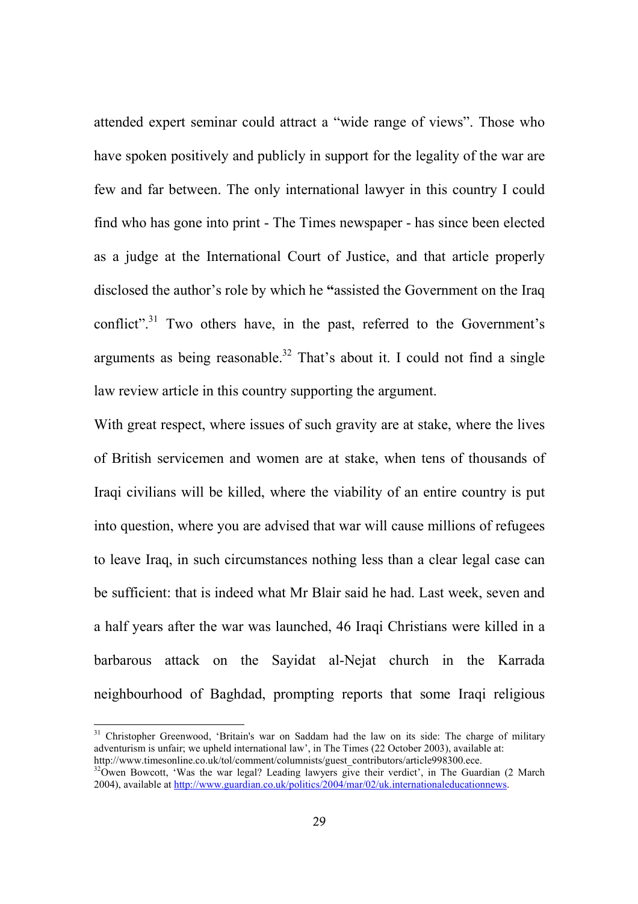attended expert seminar could attract a "wide range of views". Those who have spoken positively and publicly in support for the legality of the war are few and far between. The only international lawyer in this country I could find who has gone into print - The Times newspaper - has since been elected as a judge at the International Court of Justice, and that article properly disclosed the author's role by which he **"**assisted the Government on the Iraq conflict".[31] Two others have, in the past, referred to the Government's arguments as being reasonable.[32] That's about it. I could not find a single law review article in this country supporting the argument.

With great respect, where issues of such gravity are at stake, where the lives of British servicemen and women are at stake, when tens of thousands of Iraqi civilians will be killed, where the viability of an entire country is put into question, where you are advised that war will cause millions of refugees to leave Iraq, in such circumstances nothing less than a clear legal case can be sufficient: that is indeed what Mr Blair said he had. Last week, seven and a half years after the war was launched, 46 Iraqi Christians were killed in a barbarous attack on the Sayidat al-Nejat church in the Karrada neighbourhood of Baghdad, prompting reports that some Iraqi religious

---

[31] Christopher Greenwood, 'Britain's war on Saddam had the law on its side: The charge of military adventurism is unfair; we upheld international law', in The Times (22 October 2003), available at: http://www.timesonline.co.uk/tol/comment/columnists/guest_contributors/article998300.ece.

[32] Owen Bowcott, 'Was the war legal? Leading lawyers give their verdict', in The Guardian (2 March 2004), available at http://www.guardian.co.uk/politics/2004/mar/02/uk.internationaleducationnews.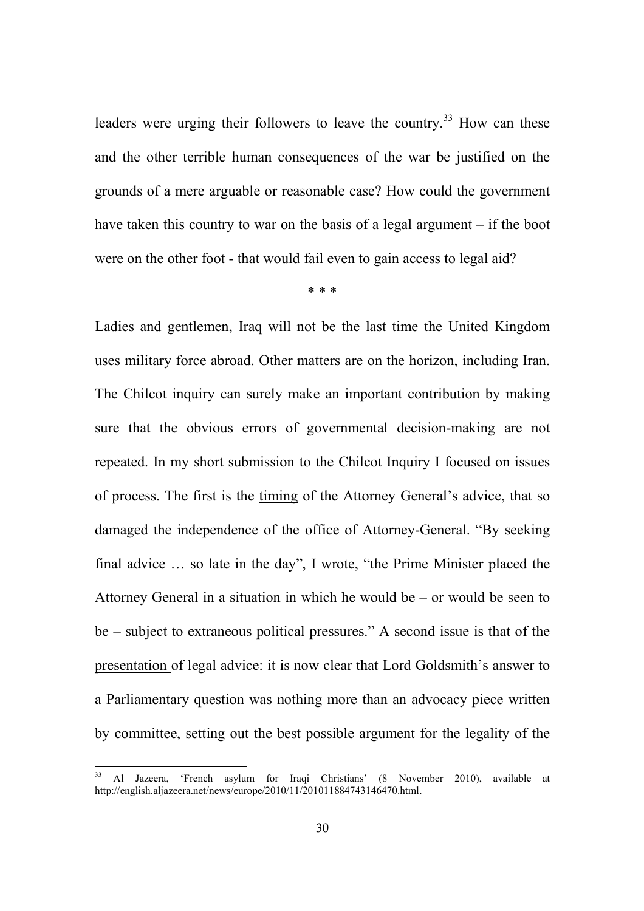leaders were urging their followers to leave the country.[33] How can these and the other terrible human consequences of the war be justified on the grounds of a mere arguable or reasonable case? How could the government have taken this country to war on the basis of a legal argument – if the boot were on the other foot - that would fail even to gain access to legal aid?

\* \* \*

Ladies and gentlemen, Iraq will not be the last time the United Kingdom uses military force abroad. Other matters are on the horizon, including Iran. The Chilcot inquiry can surely make an important contribution by making sure that the obvious errors of governmental decision-making are not repeated. In my short submission to the Chilcot Inquiry I focused on issues of process. The first is the <u>timing</u> of the Attorney General's advice, that so damaged the independence of the office of Attorney-General. "By seeking final advice … so late in the day", I wrote, "the Prime Minister placed the Attorney General in a situation in which he would be – or would be seen to be – subject to extraneous political pressures." A second issue is that of the <u>presentation</u> of legal advice: it is now clear that Lord Goldsmith's answer to a Parliamentary question was nothing more than an advocacy piece written by committee, setting out the best possible argument for the legality of the

---

[33] Al Jazeera, 'French asylum for Iraqi Christians' (8 November 2010), available at http://english.aljazeera.net/news/europe/2010/11/201011884743146470.html.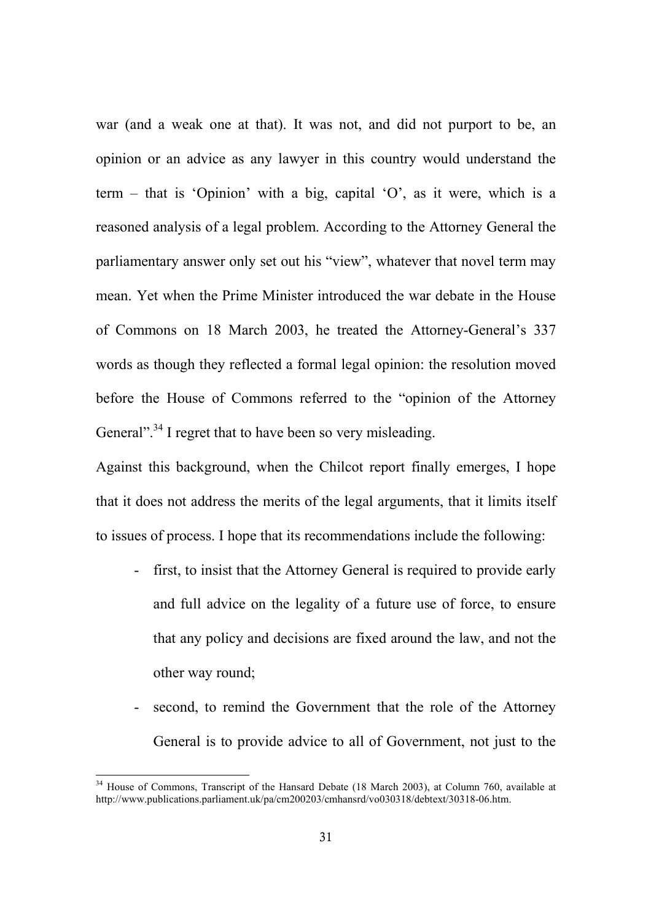war (and a weak one at that). It was not, and did not purport to be, an opinion or an advice as any lawyer in this country would understand the term – that is 'Opinion' with a big, capital 'O', as it were, which is a reasoned analysis of a legal problem. According to the Attorney General the parliamentary answer only set out his "view", whatever that novel term may mean. Yet when the Prime Minister introduced the war debate in the House of Commons on 18 March 2003, he treated the Attorney-General's 337 words as though they reflected a formal legal opinion: the resolution moved before the House of Commons referred to the "opinion of the Attorney General".[34] I regret that to have been so very misleading.

Against this background, when the Chilcot report finally emerges, I hope that it does not address the merits of the legal arguments, that it limits itself to issues of process. I hope that its recommendations include the following:

- first, to insist that the Attorney General is required to provide early and full advice on the legality of a future use of force, to ensure that any policy and decisions are fixed around the law, and not the other way round;
- second, to remind the Government that the role of the Attorney General is to provide advice to all of Government, not just to the

[34] House of Commons, Transcript of the Hansard Debate (18 March 2003), at Column 760, available at http://www.publications.parliament.uk/pa/cm200203/cmhansrd/vo030318/debtext/30318-06.htm.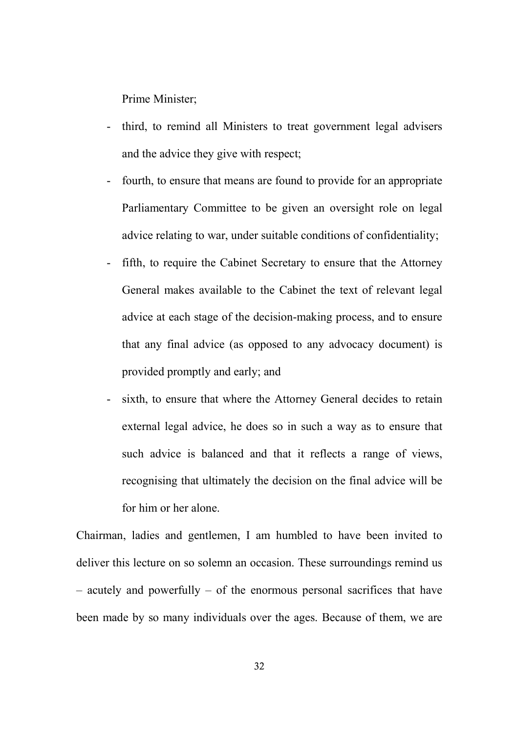Prime Minister;

- third, to remind all Ministers to treat government legal advisers and the advice they give with respect;
- fourth, to ensure that means are found to provide for an appropriate Parliamentary Committee to be given an oversight role on legal advice relating to war, under suitable conditions of confidentiality;
- fifth, to require the Cabinet Secretary to ensure that the Attorney General makes available to the Cabinet the text of relevant legal advice at each stage of the decision-making process, and to ensure that any final advice (as opposed to any advocacy document) is provided promptly and early; and
- sixth, to ensure that where the Attorney General decides to retain external legal advice, he does so in such a way as to ensure that such advice is balanced and that it reflects a range of views, recognising that ultimately the decision on the final advice will be for him or her alone.

Chairman, ladies and gentlemen, I am humbled to have been invited to deliver this lecture on so solemn an occasion. These surroundings remind us – acutely and powerfully – of the enormous personal sacrifices that have been made by so many individuals over the ages. Because of them, we are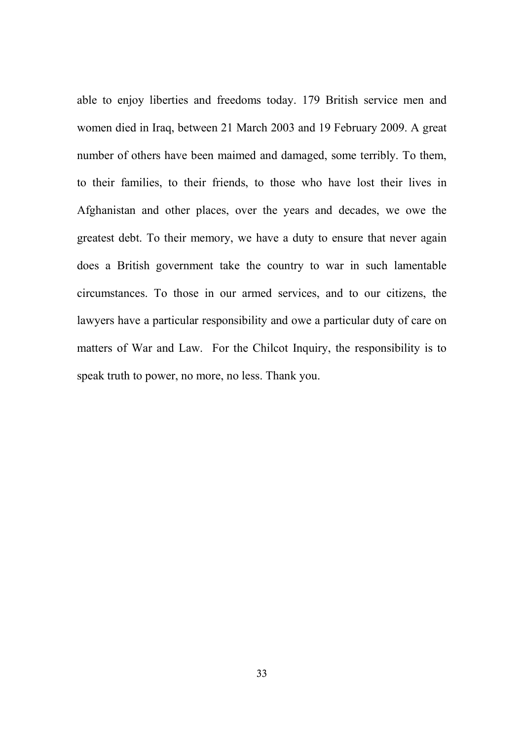able to enjoy liberties and freedoms today. 179 British service men and women died in Iraq, between 21 March 2003 and 19 February 2009. A great number of others have been maimed and damaged, some terribly. To them, to their families, to their friends, to those who have lost their lives in Afghanistan and other places, over the years and decades, we owe the greatest debt. To their memory, we have a duty to ensure that never again does a British government take the country to war in such lamentable circumstances. To those in our armed services, and to our citizens, the lawyers have a particular responsibility and owe a particular duty of care on matters of War and Law.  For the Chilcot Inquiry, the responsibility is to speak truth to power, no more, no less. Thank you.